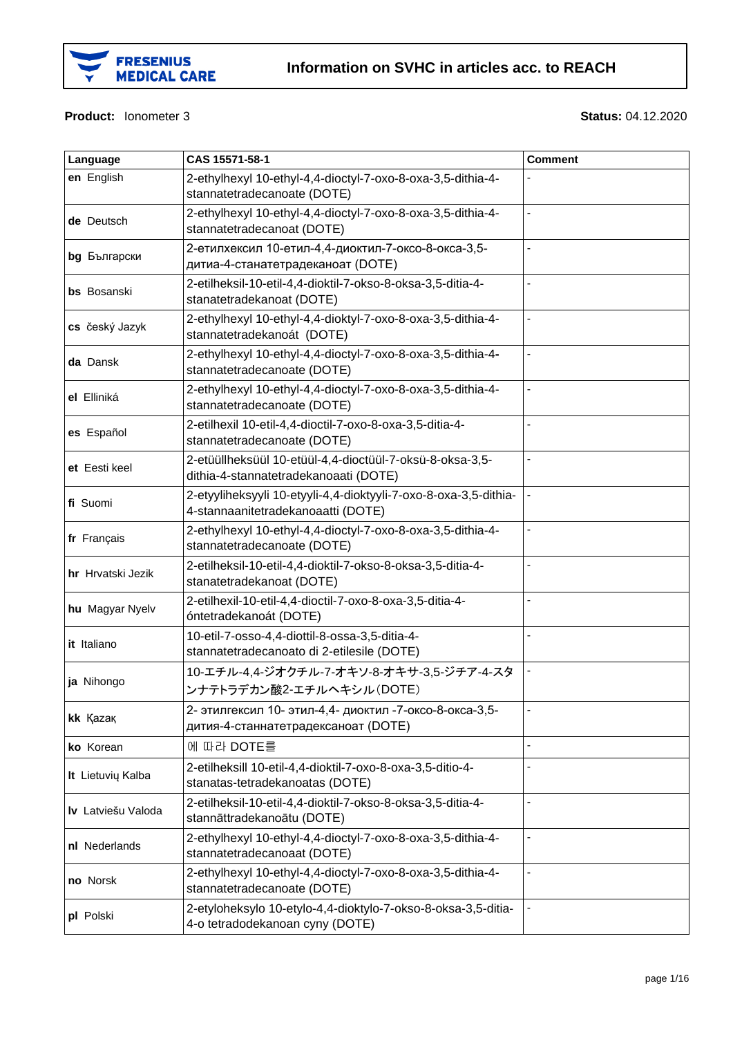FRESENIUS MEDICAL CARE

# Information on SVHC in articles acc. to REACH

**Product:** Ionometer 3

**Status:** 04.12.2020

| Language | CAS 15571-58-1 | Comment |
| --- | --- | --- |
| **en** English | 2-ethylhexyl 10-ethyl-4,4-dioctyl-7-oxo-8-oxa-3,5-dithia-4-stannatetradecanoate (DOTE) | - |
| **de** Deutsch | 2-ethylhexyl 10-ethyl-4,4-dioctyl-7-oxo-8-oxa-3,5-dithia-4-stannatetradecanoat (DOTE) | - |
| **bg** Български | 2-етилхексил 10-етил-4,4-диоктил-7-оксо-8-окса-3,5-дитиа-4-станатетрадеканоат (DOTE) | - |
| **bs** Bosanski | 2-etilheksil-10-etil-4,4-dioktil-7-okso-8-oksa-3,5-ditia-4-stanatetradekanoat (DOTE) | - |
| **cs** český Jazyk | 2-ethylhexyl 10-ethyl-4,4-dioktyl-7-oxo-8-oxa-3,5-dithia-4-stannatetradekanoát (DOTE) | - |
| **da** Dansk | 2-ethylhexyl 10-ethyl-4,4-dioctyl-7-oxo-8-oxa-3,5-dithia-4-stannatetradecanoate (DOTE) | - |
| **el** Elliniká | 2-ethylhexyl 10-ethyl-4,4-dioctyl-7-oxo-8-oxa-3,5-dithia-4-stannatetradecanoate (DOTE) | - |
| **es** Español | 2-etilhexil 10-etil-4,4-dioctil-7-oxo-8-oxa-3,5-ditia-4-stannatetradecanoate (DOTE) | - |
| **et** Eesti keel | 2-etüülheksüül 10-etüül-4,4-dioctüül-7-oksü-8-oksa-3,5-dithia-4-stannatetradekanoaati (DOTE) | - |
| **fi** Suomi | 2-etyyliheksyyli 10-etyyli-4,4-dioktyyli-7-oxo-8-oxa-3,5-dithia-4-stannaanitetradekanoaatti (DOTE) | - |
| **fr** Français | 2-ethylhexyl 10-ethyl-4,4-dioctyl-7-oxo-8-oxa-3,5-dithia-4-stannatetradecanoate (DOTE) | - |
| **hr** Hrvatski Jezik | 2-etilheksil-10-etil-4,4-dioktil-7-okso-8-oksa-3,5-ditia-4-stanatetradekanoat (DOTE) | - |
| **hu** Magyar Nyelv | 2-etilhexil-10-etil-4,4-dioctil-7-oxo-8-oxa-3,5-ditia-4-óntetradekanoát (DOTE) | - |
| **it** Italiano | 10-etil-7-osso-4,4-diottil-8-ossa-3,5-ditia-4-stannatetradecanoato di 2-etilesile (DOTE) | - |
| **ja** Nihongo | 10-エチル-4,4-ジオクチル-7-オキソ-8-オキサ-3,5-ジチア-4-スタンナテトラデカン酸2-エチルヘキシル(DOTE) | - |
| **kk** Қазақ | 2- этилгексил 10- этил-4,4- диоктил -7-оксо-8-окса-3,5-дития-4-станнатетрадексаноат (DOTE) | - |
| **ko** Korean | 에 따라 DOTE를 | - |
| **lt** Lietuvių Kalba | 2-etilheksill 10-etil-4,4-dioktil-7-oxo-8-oxa-3,5-ditio-4-stanatas-tetradekanoatas (DOTE) | - |
| **lv** Latviešu Valoda | 2-etilheksil-10-etil-4,4-dioktil-7-okso-8-oksa-3,5-ditia-4-stannāttradekanoātu (DOTE) | - |
| **nl** Nederlands | 2-ethylhexyl 10-ethyl-4,4-dioctyl-7-oxo-8-oxa-3,5-dithia-4-stannatetradecanoaat (DOTE) | - |
| **no** Norsk | 2-ethylhexyl 10-ethyl-4,4-dioctyl-7-oxo-8-oxa-3,5-dithia-4-stannatetradecanoate (DOTE) | - |
| **pl** Polski | 2-etyloheksylo 10-etylo-4,4-dioktylo-7-okso-8-oksa-3,5-ditia-4-o tetradodekanoan cyny (DOTE) | - |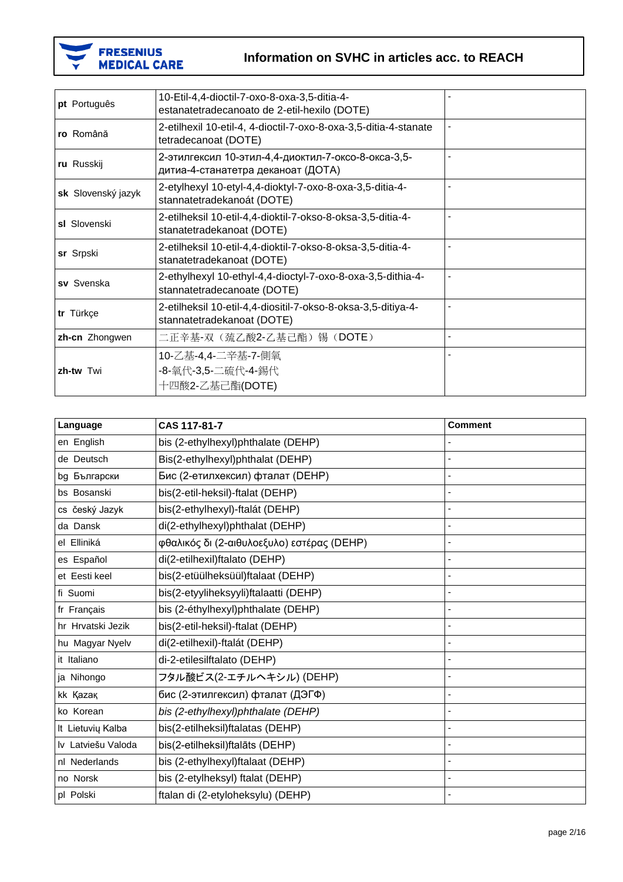| | | |
|---|---|---|
| **pt** Português | 10-Etil-4,4-dioctil-7-oxo-8-oxa-3,5-ditia-4-estanatetradecanoato de 2-etil-hexilo (DOTE) | - |
| **ro** Română | 2-etilhexil 10-etil-4, 4-dioctil-7-oxo-8-oxa-3,5-ditia-4-stanate tetradecanoat (DOTE) | - |
| **ru** Russkij | 2-этилгексил 10-этил-4,4-диоктил-7-оксо-8-окса-3,5-дитиа-4-станатетра деканоат (ДОТА) | - |
| **sk** Slovenský jazyk | 2-etylhexyl 10-etyl-4,4-dioktyl-7-oxo-8-oxa-3,5-ditia-4-stannatetradekanoát (DOTE) | - |
| **sl** Slovenski | 2-etilheksil 10-etil-4,4-dioktil-7-okso-8-oksa-3,5-ditia-4-stanatetradekanoat (DOTE) | - |
| **sr** Srpski | 2-etilheksil 10-etil-4,4-dioktil-7-okso-8-oksa-3,5-ditia-4-stanatetradekanoat (DOTE) | - |
| **sv** Svenska | 2-ethylhexyl 10-ethyl-4,4-dioctyl-7-oxo-8-oxa-3,5-dithia-4-stannatetradecanoate (DOTE) | - |
| **tr** Türkçe | 2-etilheksil 10-etil-4,4-diositil-7-okso-8-oksa-3,5-ditiya-4-stannatetradekanoat (DOTE) | - |
| **zh-cn** Zhongwen | 二正辛基-双（巯乙酸2-乙基己酯）锡（DOTE） | - |
| **zh-tw** Twi | 10-乙基-4,4-二辛基-7-側氧-8-氧代-3,5-二硫代-4-錫代十四酸2-乙基己酯(DOTE) | - |

| Language | CAS 117-81-7 | Comment |
|---|---|---|
| en English | bis (2-ethylhexyl)phthalate (DEHP) | - |
| de Deutsch | Bis(2-ethylhexyl)phthalat (DEHP) | - |
| bg Български | Бис (2-етилхексил) фталат (DEHP) | - |
| bs Bosanski | bis(2-etil-heksil)-ftalat (DEHP) | - |
| cs český Jazyk | bis(2-ethylhexyl)-ftalát (DEHP) | - |
| da Dansk | di(2-ethylhexyl)phthalat (DEHP) | - |
| el Elliniká | φθαλικός δι (2-αιθυλοεξυλο) εστέρας (DEHP) | - |
| es Español | di(2-etilhexil)ftalato (DEHP) | - |
| et Eesti keel | bis(2-etüülheksüül)ftalaat (DEHP) | - |
| fi Suomi | bis(2-etyyliheksyyli)ftalaatti (DEHP) | - |
| fr Français | bis (2-éthylhexyl)phthalate (DEHP) | - |
| hr Hrvatski Jezik | bis(2-etil-heksil)-ftalat (DEHP) | - |
| hu Magyar Nyelv | di(2-etilhexil)-ftalát (DEHP) | - |
| it Italiano | di-2-etilesilftalato (DEHP) | - |
| ja Nihongo | フタル酸ビス(2-エチルヘキシル) (DEHP) | - |
| kk Қазақ | бис (2-этилгексил) фталат (ДЭГФ) | - |
| ko Korean | *bis (2-ethylhexyl)phthalate (DEHP)* | - |
| lt Lietuvių Kalba | bis(2-etilheksil)ftalatas (DEHP) | - |
| lv Latviešu Valoda | bis(2-etilheksil)ftalāts (DEHP) | - |
| nl Nederlands | bis (2-ethylhexyl)ftalaat (DEHP) | - |
| no Norsk | bis (2-etylheksyl) ftalat (DEHP) | - |
| pl Polski | ftalan di (2-etyloheksylu) (DEHP) | - |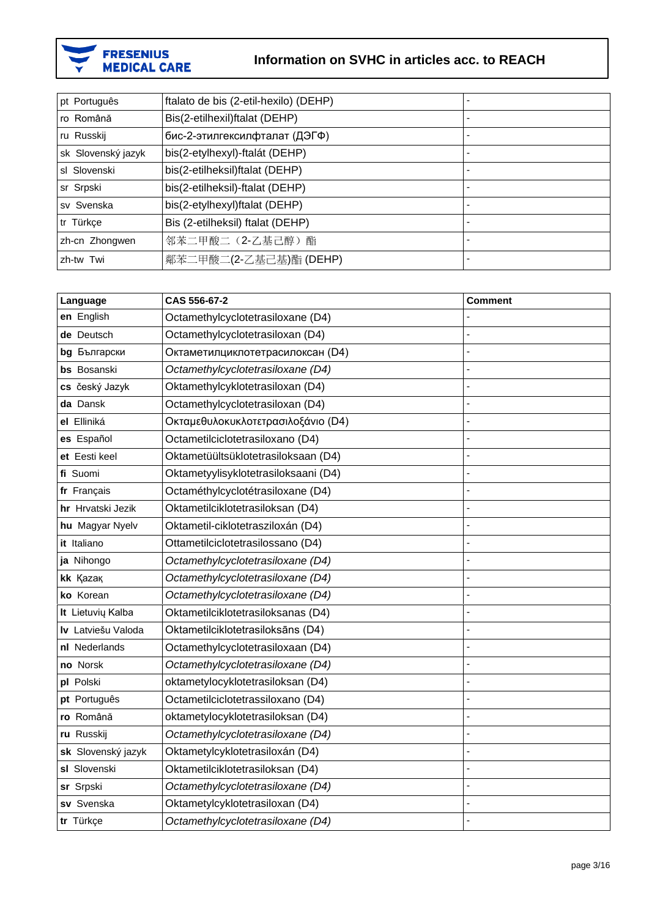| pt Português | ftalato de bis (2-etil-hexilo) (DEHP) | - |
|---|---|---|
| ro Română | Bis(2-etilhexil)ftalat (DEHP) | - |
| ru Russkij | бис-2-этилгексилфталат (ДЭГФ) | - |
| sk Slovenský jazyk | bis(2-etylhexyl)-ftalát (DEHP) | - |
| sl Slovenski | bis(2-etilheksil)ftalat (DEHP) | - |
| sr Srpski | bis(2-etilheksil)-ftalat (DEHP) | - |
| sv Svenska | bis(2-etylhexyl)ftalat (DEHP) | - |
| tr Türkçe | Bis (2-etilheksil) ftalat (DEHP) | - |
| zh-cn Zhongwen | 邻苯二甲酸二（2-乙基己醇）酯 | - |
| zh-tw Twi | 鄰苯二甲酸二(2-乙基已基)酯 (DEHP) | - |

| Language | CAS 556-67-2 | Comment |
|---|---|---|
| **en** English | Octamethylcyclotetrasiloxane (D4) | - |
| **de** Deutsch | Octamethylcyclotetrasiloxan (D4) | - |
| **bg** Български | Октаметилциклотетрасилоксан (D4) | - |
| **bs** Bosanski | *Octamethylcyclotetrasiloxane (D4)* | - |
| **cs** český Jazyk | Oktamethylcyklotetrasiloxan (D4) | - |
| **da** Dansk | Octamethylcyclotetrasiloxan (D4) | - |
| **el** Elliniká | Οκταμεθυλοκυκλοτετρασιλοξάνιο (D4) | - |
| **es** Español | Octametilciclotetrasiloxano (D4) | - |
| **et** Eesti keel | Oktametüültsüklotetrasiloksaan (D4) | - |
| **fi** Suomi | Oktametyylisyklotetrasiloksaani (D4) | - |
| **fr** Français | Octaméthylcyclotétrasiloxane (D4) | - |
| **hr** Hrvatski Jezik | Oktametilciklotetrasiloksan (D4) | - |
| **hu** Magyar Nyelv | Oktametil-ciklotetrasziloxán (D4) | - |
| **it** Italiano | Ottametilciclotetrasilossano (D4) | - |
| **ja** Nihongo | *Octamethylcyclotetrasiloxane (D4)* | - |
| **kk** Қазақ | *Octamethylcyclotetrasiloxane (D4)* | - |
| **ko** Korean | *Octamethylcyclotetrasiloxane (D4)* | - |
| **lt** Lietuvių Kalba | Oktametilciklotetrasiloksanas (D4) | - |
| **lv** Latviešu Valoda | Oktametilciklotetrasiloksāns (D4) | - |
| **nl** Nederlands | Octamethylcyclotetrasiloxaan (D4) | - |
| **no** Norsk | *Octamethylcyclotetrasiloxane (D4)* | - |
| **pl** Polski | oktametylocyklotetrasiloksan (D4) | - |
| **pt** Português | Octametilciclotetrassiloxano (D4) | - |
| **ro** Română | oktametylocyklotetrasiloksan (D4) | - |
| **ru** Russkij | *Octamethylcyclotetrasiloxane (D4)* | - |
| **sk** Slovenský jazyk | Oktametylcyklotetrasiloxán (D4) | - |
| **sl** Slovenski | Oktametilciklotetrasiloksan (D4) | - |
| **sr** Srpski | *Octamethylcyclotetrasiloxane (D4)* | - |
| **sv** Svenska | Oktametylcyklotetrasiloxan (D4) | - |
| **tr** Türkçe | *Octamethylcyclotetrasiloxane (D4)* | - |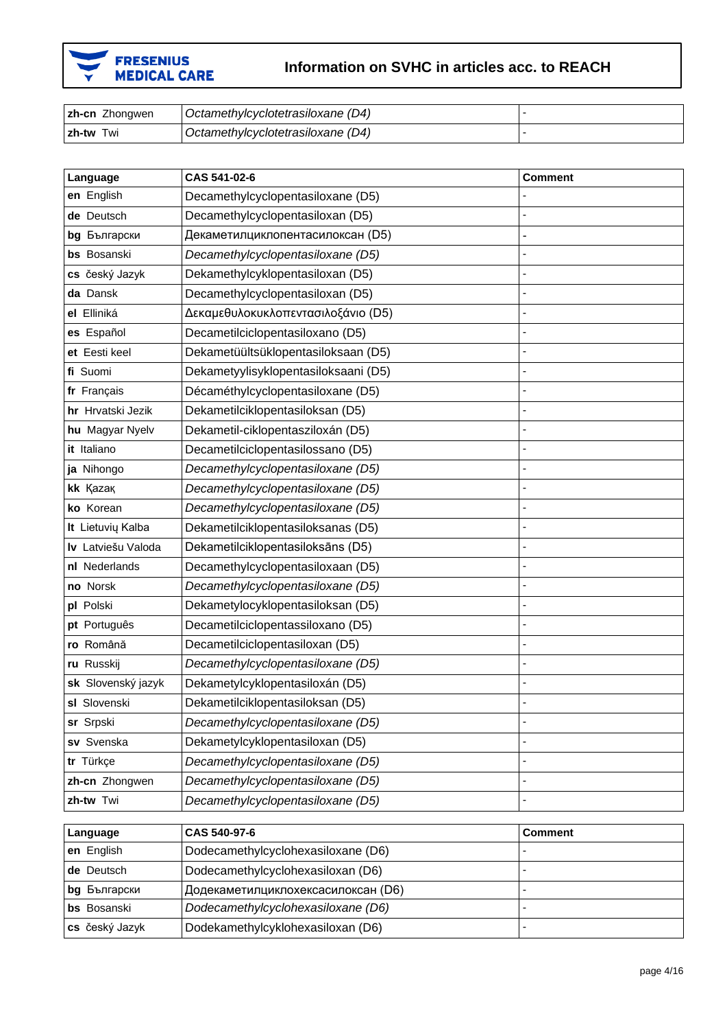| | | |
|---|---|---|
| **zh-cn** Zhongwen | *Octamethylcyclotetrasiloxane (D4)* | - |
| **zh-tw** Twi | *Octamethylcyclotetrasiloxane (D4)* | - |

| Language | CAS 541-02-6 | Comment |
|---|---|---|
| **en** English | Decamethylcyclopentasiloxane (D5) | - |
| **de** Deutsch | Decamethylcyclopentasiloxan (D5) | - |
| **bg** Български | Декаметилциклопентасилоксан (D5) | - |
| **bs** Bosanski | *Decamethylcyclopentasiloxane (D5)* | - |
| **cs** český Jazyk | Dekamethylcyklopentasiloxan (D5) | - |
| **da** Dansk | Decamethylcyclopentasiloxan (D5) | - |
| **el** Elliniká | Δεκαμεθυλοκυκλοπενταsιλοξάνιο (D5) | - |
| **es** Español | Decametilciclopentasiloxano (D5) | - |
| **et** Eesti keel | Dekametüültsüklopentasiloksaan (D5) | - |
| **fi** Suomi | Dekametyylisyklopentasiloksaani (D5) | - |
| **fr** Français | Décaméthylcyclopentasiloxane (D5) | - |
| **hr** Hrvatski Jezik | Dekametilciklopentasiloksan (D5) | - |
| **hu** Magyar Nyelv | Dekametil-ciklopentaszilоxán (D5) | - |
| **it** Italiano | Decametilciclopentasilossano (D5) | - |
| **ja** Nihongo | *Decamethylcyclopentasiloxane (D5)* | - |
| **kk** Қазақ | *Decamethylcyclopentasiloxane (D5)* | - |
| **ko** Korean | *Decamethylcyclopentasiloxane (D5)* | - |
| **lt** Lietuvių Kalba | Dekametilciklopentasiloksanas (D5) | - |
| **lv** Latviešu Valoda | Dekametilciklopentasiloksāns (D5) | - |
| **nl** Nederlands | Decamethylcyclopentasiloxaan (D5) | - |
| **no** Norsk | *Decamethylcyclopentasiloxane (D5)* | - |
| **pl** Polski | Dekametylocyklopentasiloksan (D5) | - |
| **pt** Português | Decametilciclopentassiloxano (D5) | - |
| **ro** Română | Decametilciclopentasiloxan (D5) | - |
| **ru** Russkij | *Decamethylcyclopentasiloxane (D5)* | - |
| **sk** Slovenský jazyk | Dekametylcyklopentasiloxán (D5) | - |
| **sl** Slovenski | Dekametilciklopentasiloksan (D5) | - |
| **sr** Srpski | *Decamethylcyclopentasiloxane (D5)* | - |
| **sv** Svenska | Dekametylcyklopentasiloxan (D5) | - |
| **tr** Türkçe | *Decamethylcyclopentasiloxane (D5)* | - |
| **zh-cn** Zhongwen | *Decamethylcyclopentasiloxane (D5)* | - |
| **zh-tw** Twi | *Decamethylcyclopentasiloxane (D5)* | - |

| Language | CAS 540-97-6 | Comment |
|---|---|---|
| **en** English | Dodecamethylcyclohexasiloxane (D6) | - |
| **de** Deutsch | Dodecamethylcyclohexasiloxan (D6) | - |
| **bg** Български | Додекаметилциклохексасилоксан (D6) | - |
| **bs** Bosanski | *Dodecamethylcyclohexasiloxane (D6)* | - |
| **cs** český Jazyk | Dodekamethylcyklohexasiloxan (D6) | - |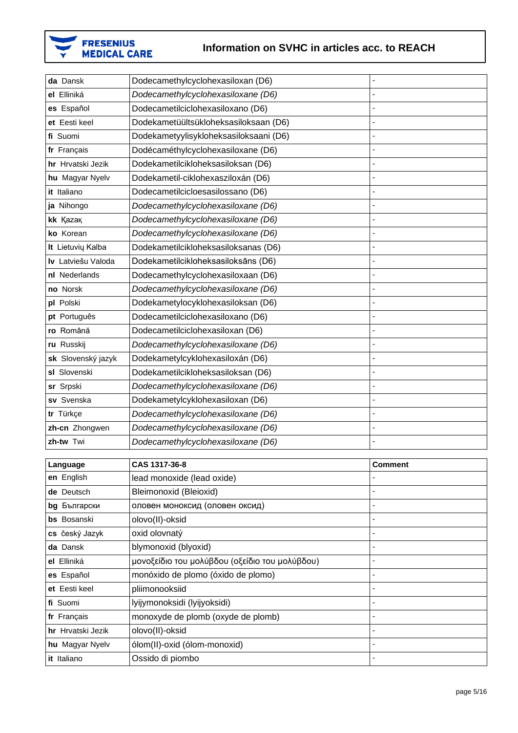| | | |
|---|---|---|
| **da** Dansk | Dodecamethylcyclohexasiloxan (D6) | - |
| **el** Elliniká | *Dodecamethylcyclohexasiloxane (D6)* | - |
| **es** Español | Dodecametilciclohexasiloxano (D6) | - |
| **et** Eesti keel | Dodekametüültsükloheksasiloksaan (D6) | - |
| **fi** Suomi | Dodekametyylisykloheksasiloksaani (D6) | - |
| **fr** Français | Dodécaméthylcyclohexasiloxane (D6) | - |
| **hr** Hrvatski Jezik | Dodekametilcikloheksasiloksan (D6) | - |
| **hu** Magyar Nyelv | Dodekametil-ciklohexaszilox­án (D6) | - |
| **it** Italiano | Dodecametilcicloesasilossano (D6) | - |
| **ja** Nihongo | *Dodecamethylcyclohexasiloxane (D6)* | - |
| **kk** Қазақ | *Dodecamethylcyclohexasiloxane (D6)* | - |
| **ko** Korean | *Dodecamethylcyclohexasiloxane (D6)* | - |
| **lt** Lietuvių Kalba | Dodekametilcikloheksasiloksanas (D6) | - |
| **lv** Latviešu Valoda | Dodekametilcikloheksasiloksāns (D6) | - |
| **nl** Nederlands | Dodecamethylcyclohexasiloxaan (D6) | - |
| **no** Norsk | *Dodecamethylcyclohexasiloxane (D6)* | - |
| **pl** Polski | Dodekametylocykloheksasiloksan (D6) | - |
| **pt** Português | Dodecametilciclohexasiloxano (D6) | - |
| **ro** Română | Dodecametilciclohexasiloxan (D6) | - |
| **ru** Russkij | *Dodecamethylcyclohexasiloxane (D6)* | - |
| **sk** Slovenský jazyk | Dodekametylcyklohexasiloxán (D6) | - |
| **sl** Slovenski | Dodekametilcikloheksasiloksan (D6) | - |
| **sr** Srpski | *Dodecamethylcyclohexasiloxane (D6)* | - |
| **sv** Svenska | Dodekametylcyklohexasiloxan (D6) | - |
| **tr** Türkçe | *Dodecamethylcyclohexasiloxane (D6)* | - |
| **zh-cn** Zhongwen | *Dodecamethylcyclohexasiloxane (D6)* | - |
| **zh-tw** Twi | *Dodecamethylcyclohexasiloxane (D6)* | - |

| Language | CAS 1317-36-8 | Comment |
|---|---|---|
| **en** English | lead monoxide (lead oxide) | - |
| **de** Deutsch | Bleimonoxid (Bleioxid) | - |
| **bg** Български | оловен монооксид (оловен оксид) | - |
| **bs** Bosanski | olovo(II)-oksid | - |
| **cs** český Jazyk | oxid olovnatý | - |
| **da** Dansk | blymonoxid (blyoxid) | - |
| **el** Elliniká | μονοξείδιο του μολύβδου (οξείδιο του μολύβδου) | - |
| **es** Español | monóxido de plomo (óxido de plomo) | - |
| **et** Eesti keel | pliimonooksiid | - |
| **fi** Suomi | lyijymonoksidi (lyijyoksidi) | - |
| **fr** Français | monoxyde de plomb (oxyde de plomb) | - |
| **hr** Hrvatski Jezik | olovo(II)-oksid | - |
| **hu** Magyar Nyelv | ólom(II)-oxid (ólom-monoxid) | - |
| **it** Italiano | Ossido di piombo | - |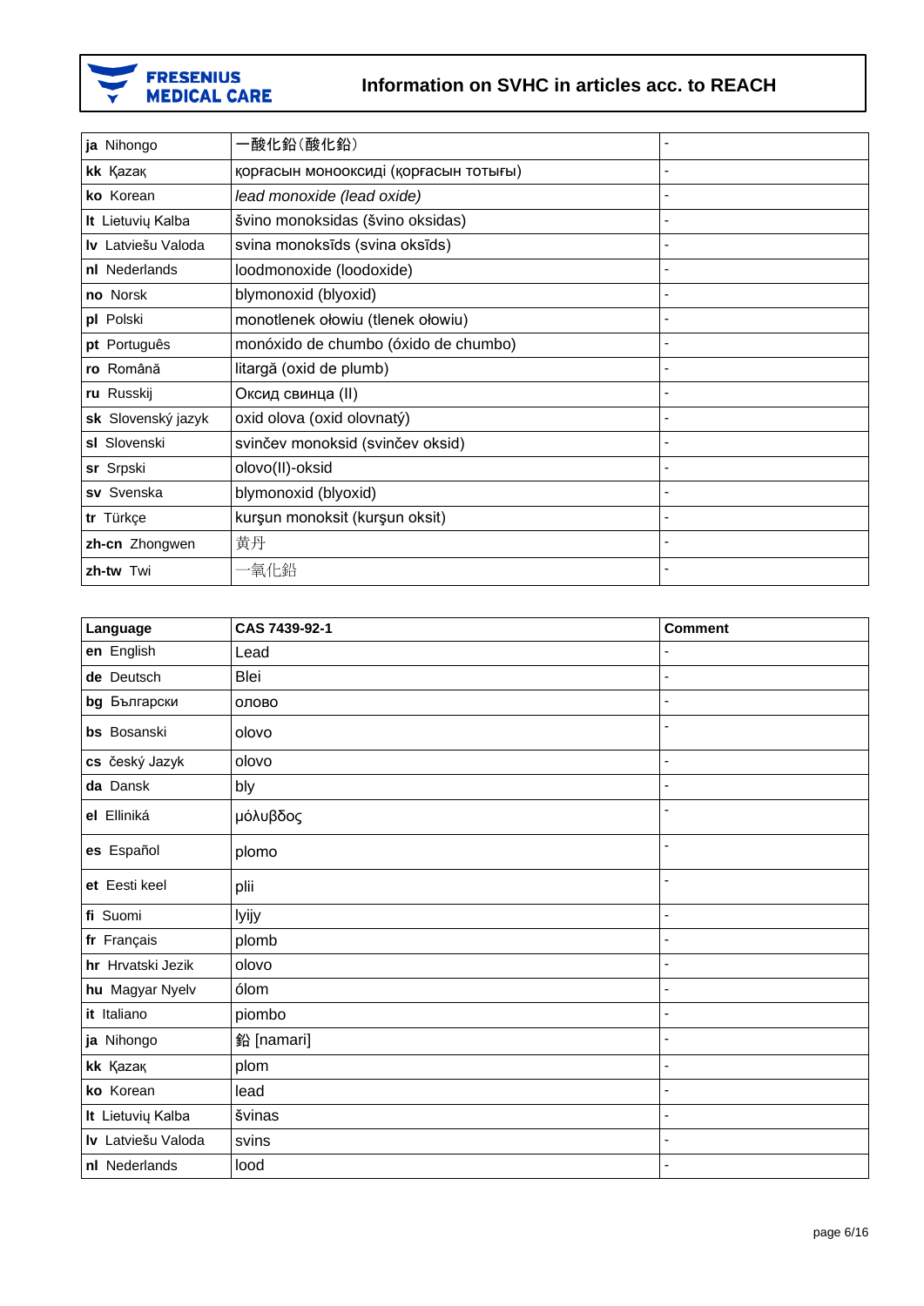| | | |
|---|---|---|
| **ja** Nihongo | 一酸化鉛(酸化鉛) | - |
| **kk** Қазақ | қорғасын монооксиді (қорғасын тотығы) | - |
| **ko** Korean | *lead monoxide (lead oxide)* | - |
| **lt** Lietuvių Kalba | švino monoksidas (švino oksidas) | - |
| **lv** Latviešu Valoda | svina monoksīds (svina oksīds) | - |
| **nl** Nederlands | loodmonoxide (loodoxide) | - |
| **no** Norsk | blymonoxid (blyoxid) | - |
| **pl** Polski | monotlenek ołowiu (tlenek ołowiu) | - |
| **pt** Português | monóxido de chumbo (óxido de chumbo) | - |
| **ro** Română | litargă (oxid de plumb) | - |
| **ru** Russkij | Оксид свинца (II) | - |
| **sk** Slovenský jazyk | oxid olova (oxid olovnatý) | - |
| **sl** Slovenski | svinčev monoksid (svinčev oksid) | - |
| **sr** Srpski | olovo(II)-oksid | - |
| **sv** Svenska | blymonoxid (blyoxid) | - |
| **tr** Türkçe | kurşun monoksit (kurşun oksit) | - |
| **zh-cn** Zhongwen | 黄丹 | - |
| **zh-tw** Twi | 一氧化鉛 | - |

| Language | CAS 7439-92-1 | Comment |
|---|---|---|
| **en** English | Lead | - |
| **de** Deutsch | Blei | - |
| **bg** Български | олово | - |
| **bs** Bosanski | olovo | - |
| **cs** český Jazyk | olovo | - |
| **da** Dansk | bly | - |
| **el** Elliniká | μόλυβδος | - |
| **es** Español | plomo | - |
| **et** Eesti keel | plii | - |
| **fi** Suomi | lyijy | - |
| **fr** Français | plomb | - |
| **hr** Hrvatski Jezik | olovo | - |
| **hu** Magyar Nyelv | ólom | - |
| **it** Italiano | piombo | - |
| **ja** Nihongo | 鉛 [namari] | - |
| **kk** Қазақ | plom | - |
| **ko** Korean | lead | - |
| **lt** Lietuvių Kalba | švinas | - |
| **lv** Latviešu Valoda | svins | - |
| **nl** Nederlands | lood | - |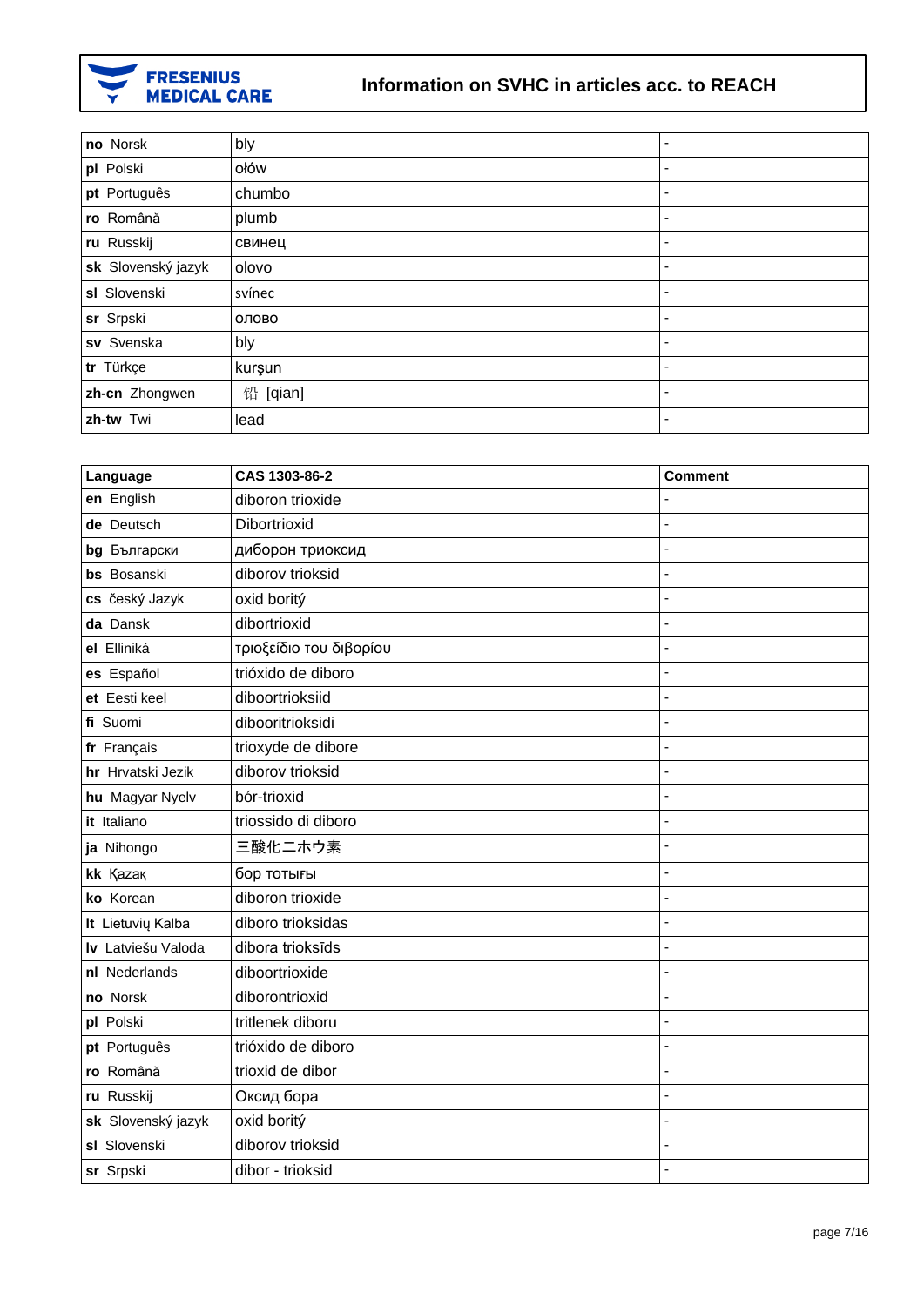| | | |
|---|---|---|
| **no** Norsk | bly | - |
| **pl** Polski | ołów | - |
| **pt** Português | chumbo | - |
| **ro** Română | plumb | - |
| **ru** Russkij | свинец | - |
| **sk** Slovenský jazyk | olovo | - |
| **sl** Slovenski | svínec | - |
| **sr** Srpski | олово | - |
| **sv** Svenska | bly | - |
| **tr** Türkçe | kurşun | - |
| **zh-cn** Zhongwen | 铅 [qian] | - |
| **zh-tw** Twi | lead | - |

| **Language** | **CAS 1303-86-2** | **Comment** |
|---|---|---|
| **en** English | diboron trioxide | - |
| **de** Deutsch | Dibortrioxid | - |
| **bg** Български | диборон триоксид | - |
| **bs** Bosanski | diborov trioksid | - |
| **cs** český Jazyk | oxid boritý | - |
| **da** Dansk | dibortrioxid | - |
| **el** Elliniká | τριοξείδιο του διβορίου | - |
| **es** Español | trióxido de diboro | - |
| **et** Eesti keel | diboortrioksiid | - |
| **fi** Suomi | dibooritrioksidi | - |
| **fr** Français | trioxyde de dibore | - |
| **hr** Hrvatski Jezik | diborov trioksid | - |
| **hu** Magyar Nyelv | bór-trioxid | - |
| **it** Italiano | triossido di diboro | - |
| **ja** Nihongo | 三酸化二ホウ素 | - |
| **kk** Қазақ | бор тотығы | - |
| **ko** Korean | diboron trioxide | - |
| **lt** Lietuvių Kalba | diboro trioksidas | - |
| **lv** Latviešu Valoda | dibora trioksīds | - |
| **nl** Nederlands | diboortrioxide | - |
| **no** Norsk | diborontrioxid | - |
| **pl** Polski | tritlenek diboru | - |
| **pt** Português | trióxido de diboro | - |
| **ro** Română | trioxid de dibor | - |
| **ru** Russkij | Оксид бора | - |
| **sk** Slovenský jazyk | oxid boritý | - |
| **sl** Slovenski | diborov trioksid | - |
| **sr** Srpski | dibor - trioksid | - |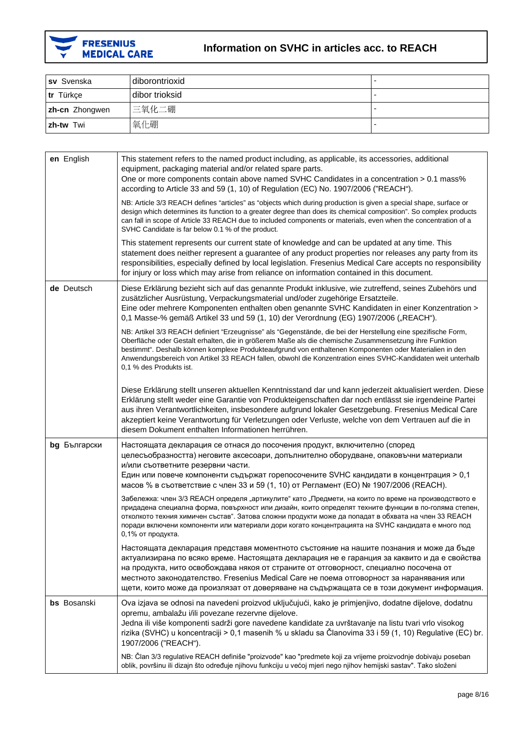# Information on SVHC in articles acc. to REACH

| | | |
|---|---|---|
| **sv** Svenska | diborontrioxid | - |
| **tr** Türkçe | dibor trioksid | - |
| **zh-cn** Zhongwen | 三氧化二硼 | - |
| **zh-tw** Twi | 氧化硼 | - |

| | |
|---|---|
| **en** English | This statement refers to the named product including, as applicable, its accessories, additional equipment, packaging material and/or related spare parts.<br>One or more components contain above named SVHC Candidates in a concentration > 0.1 mass% according to Article 33 and 59 (1, 10) of Regulation (EC) No. 1907/2006 ("REACH").<br><br>NB: Article 3/3 REACH defines "articles" as "objects which during production is given a special shape, surface or design which determines its function to a greater degree than does its chemical composition". So complex products can fall in scope of Article 33 REACH due to included components or materials, even when the concentration of a SVHC Candidate is far below 0.1 % of the product.<br><br>This statement represents our current state of knowledge and can be updated at any time. This statement does neither represent a guarantee of any product properties nor releases any party from its responsibilities, especially defined by local legislation. Fresenius Medical Care accepts no responsibility for injury or loss which may arise from reliance on information contained in this document. |
| **de** Deutsch | Diese Erklärung bezieht sich auf das genannte Produkt inklusive, wie zutreffend, seines Zubehörs und zusätzlicher Ausrüstung, Verpackungsmaterial und/oder zugehörige Ersatzteile.<br>Eine oder mehrere Komponenten enthalten oben genannte SVHC Kandidaten in einer Konzentration > 0,1 Masse-% gemäß Artikel 33 und 59 (1, 10) der Verordnung (EG) 1907/2006 („REACH").<br><br>NB: Artikel 3/3 REACH definiert "Erzeugnisse" als "Gegenstände, die bei der Herstellung eine spezifische Form, Oberfläche oder Gestalt erhalten, die in größerem Maße als die chemische Zusammensetzung ihre Funktion bestimmt". Deshalb können komplexe Produkteaufgrund von enthaltenen Komponenten oder Materialien in den Anwendungsbereich von Artikel 33 REACH fallen, obwohl die Konzentration eines SVHC-Kandidaten weit unterhalb 0,1 % des Produkts ist.<br><br>Diese Erklärung stellt unseren aktuellen Kenntnisstand dar und kann jederzeit aktualisiert werden. Diese Erklärung stellt weder eine Garantie von Produkteigenschaften dar noch entlässt sie irgendeine Partei aus ihren Verantwortlichkeiten, insbesondere aufgrund lokaler Gesetzgebung. Fresenius Medical Care akzeptiert keine Verantwortung für Verletzungen oder Verluste, welche von dem Vertrauen auf die in diesem Dokument enthalten Informationen herrühren. |
| **bg** Български | Настоящата декларация се отнася до посочения продукт, включително (според целесъобразността) неговите аксесоари, допълнително оборудване, опаковъчни материали и/или съответните резервни части.<br>Един или повече компоненти съдържат горепосочените SVHC кандидати в концентрация > 0,1 масов % в съответствие с член 33 и 59 (1, 10) от Регламент (ЕО) № 1907/2006 (REACH).<br><br>Забележка: член 3/3 REACH определя „артикулите" като „Предмети, на които по време на производството е придадена специална форма, повърхност или дизайн, които определят техните функции в по-голяма степен, отколкото техния химичен състав". Затова сложни продукти може да попадат в обхвата на член 33 REACH поради включени компоненти или материали дори когато концентрацията на SVHC кандидата е много под 0,1% от продукта.<br><br>Настоящата декларация представя моментното състояние на нашите познания и може да бъде актуализирана по всяко време. Настоящата декларация не е гаранция за каквито и да е свойства на продукта, нито освобождава някоя от страните от отговорност, специално посочена от местното законодателство. Fresenius Medical Care не поема отговорност за наранявания или щети, които може да произлязат от доверяване на съдържащата се в този документ информация. |
| **bs** Bosanski | Ova izjava se odnosi na navedeni proizvod uključujući, kako je primjenjivo, dodatne dijelove, dodatnu opremu, ambalažu i/ili povezane rezervne dijelove.<br>Jedna ili više komponenti sadrži gore navedene kandidate za uvrštavanje na listu tvari vrlo visokog rizika (SVHC) u koncentraciji > 0,1 masenih % u skladu sa Članovima 33 i 59 (1, 10) Regulative (EC) br. 1907/2006 ("REACH").<br><br>NB: Član 3/3 regulative REACH definiše "proizvode" kao "predmete koji za vrijeme proizvodnje dobivaju poseban oblik, površinu ili dizajn što određuje njihovu funkciju u većoj mjeri nego njihov hemijski sastav". Tako složeni |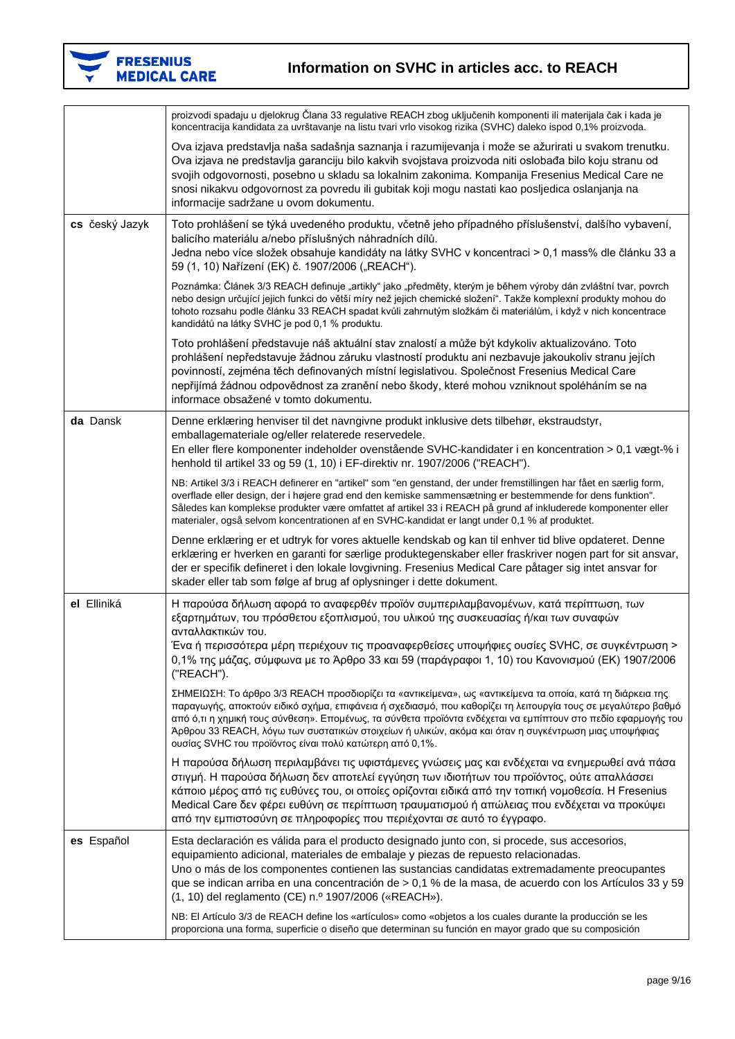| | |
|---|---|
| | proizvodi spadaju u djelokrug Člana 33 regulative REACH zbog uključenih komponenti ili materijala čak i kada je koncentracija kandidata za uvrštavanje na listu tvari vrlo visokog rizika (SVHC) daleko ispod 0,1% proizvoda.<br><br>Ova izjava predstavlja naša sadašnja saznanja i razumijevanja i može se ažurirati u svakom trenutku. Ova izjava ne predstavlja garanciju bilo kakvih svojstava proizvoda niti oslobađa bilo koju stranu od svojih odgovornosti, posebno u skladu sa lokalnim zakonima. Kompanija Fresenius Medical Care ne snosi nikakvu odgovornost za povredu ili gubitak koji mogu nastati kao posljedica oslanjanja na informacije sadržane u ovom dokumentu. |
| **cs** český Jazyk | Toto prohlášení se týká uvedeného produktu, včetně jeho případného příslušenství, dalšího vybavení, balicího materiálu a/nebo příslušných náhradních dílů.<br>Jedna nebo více složek obsahuje kandidáty na látky SVHC v koncentraci > 0,1 mass% dle článku 33 a 59 (1, 10) Nařízení (EK) č. 1907/2006 („REACH").<br><br>Poznámka: Článek 3/3 REACH definuje „artikly" jako „předměty, kterým je během výroby dán zvláštní tvar, povrch nebo design určující jejich funkci do větší míry než jejich chemické složení". Takže komplexní produkty mohou do tohoto rozsahu podle článku 33 REACH spadat kvůli zahrnutým složkám či materiálům, i když v nich koncentrace kandidátů na látky SVHC je pod 0,1 % produktu.<br><br>Toto prohlášení představuje náš aktuální stav znalostí a může být kdykoliv aktualizováno. Toto prohlášení nepředstavuje žádnou záruku vlastností produktu ani nezbavuje jakoukoliv stranu jejích povinností, zejména těch definovaných místní legislativou. Společnost Fresenius Medical Care nepřijímá žádnou odpovědnost za zranění nebo škody, které mohou vzniknout spoléháním se na informace obsažené v tomto dokumentu. |
| **da** Dansk | Denne erklæring henviser til det navngivne produkt inklusive dets tilbehør, ekstraudstyr, emballagemateriale og/eller relaterede reservedele.<br>En eller flere komponenter indeholder ovenstående SVHC-kandidater i en koncentration > 0,1 vægt-% i henhold til artikel 33 og 59 (1, 10) i EF-direktiv nr. 1907/2006 ("REACH").<br><br>NB: Artikel 3/3 i REACH definerer en "artikel" som "en genstand, der under fremstillingen har fået en særlig form, overflade eller design, der i højere grad end den kemiske sammensætning er bestemmende for dens funktion". Således kan komplekse produkter være omfattet af artikel 33 i REACH på grund af inkluderede komponenter eller materialer, også selvom koncentrationen af en SVHC-kandidat er langt under 0,1 % af produktet.<br><br>Denne erklæring er et udtryk for vores aktuelle kendskab og kan til enhver tid blive opdateret. Denne erklæring er hverken en garanti for særlige produktegenskaber eller fraskriver nogen part for sit ansvar, der er specifik defineret i den lokale lovgivning. Fresenius Medical Care påtager sig intet ansvar for skader eller tab som følge af brug af oplysninger i dette dokument. |
| **el** Elliniká | Η παρούσα δήλωση αφορά το αναφερθέν προϊόν συμπεριλαμβανομένων, κατά περίπτωση, των εξαρτημάτων, του πρόσθετου εξοπλισμού, του υλικού της συσκευασίας ή/και των συναφών ανταλλακτικών του.<br>Ένα ή περισσότερα μέρη περιέχουν τις προαναφερθείσες υποψήφιες ουσίες SVHC, σε συγκέντρωση > 0,1% της μάζας, σύμφωνα με το Άρθρο 33 και 59 (παράγραφοι 1, 10) του Κανονισμού (ΕΚ) 1907/2006 ("REACH").<br><br>ΣΗΜΕΙΩΣΗ: Το άρθρο 3/3 REACH προσδιορίζει τα «αντικείμενα», ως «αντικείμενα τα οποία, κατά τη διάρκεια της παραγωγής, αποκτούν ειδικό σχήμα, επιφάνεια ή σχεδιασμό, που καθορίζει τη λειτουργία τους σε μεγαλύτερο βαθμό από ό,τι η χημική τους σύνθεση». Επομένως, τα σύνθετα προϊόντα ενδέχεται να εμπίπτουν στο πεδίο εφαρμογής του Άρθρου 33 REACH, λόγω των συστατικών στοιχείων ή υλικών, ακόμα και όταν η συγκέντρωση μιας υποψήφιας ουσίας SVHC του προϊόντος είναι πολύ κατώτερη από 0,1%.<br><br>Η παρούσα δήλωση περιλαμβάνει τις υφιστάμενες γνώσεις μας και ενδέχεται να ενημερωθεί ανά πάσα στιγμή. Η παρούσα δήλωση δεν αποτελεί εγγύηση των ιδιοτήτων του προϊόντος, ούτε απαλλάσσει κάποιο μέρος από τις ευθύνες του, οι οποίες ορίζονται ειδικά από την τοπική νομοθεσία. Η Fresenius Medical Care δεν φέρει ευθύνη σε περίπτωση τραυματισμού ή απώλειας που ενδέχεται να προκύψει από την εμπιστοσύνη σε πληροφορίες που περιέχονται σε αυτό το έγγραφο. |
| **es** Español | Esta declaración es válida para el producto designado junto con, si procede, sus accesorios, equipamiento adicional, materiales de embalaje y piezas de repuesto relacionadas.<br>Uno o más de los componentes contienen las sustancias candidatas extremadamente preocupantes que se indican arriba en una concentración de > 0,1 % de la masa, de acuerdo con los Artículos 33 y 59 (1, 10) del reglamento (CE) n.º 1907/2006 («REACH»).<br><br>NB: El Artículo 3/3 de REACH define los «artículos» como «objetos a los cuales durante la producción se les proporciona una forma, superficie o diseño que determinan su función en mayor grado que su composición |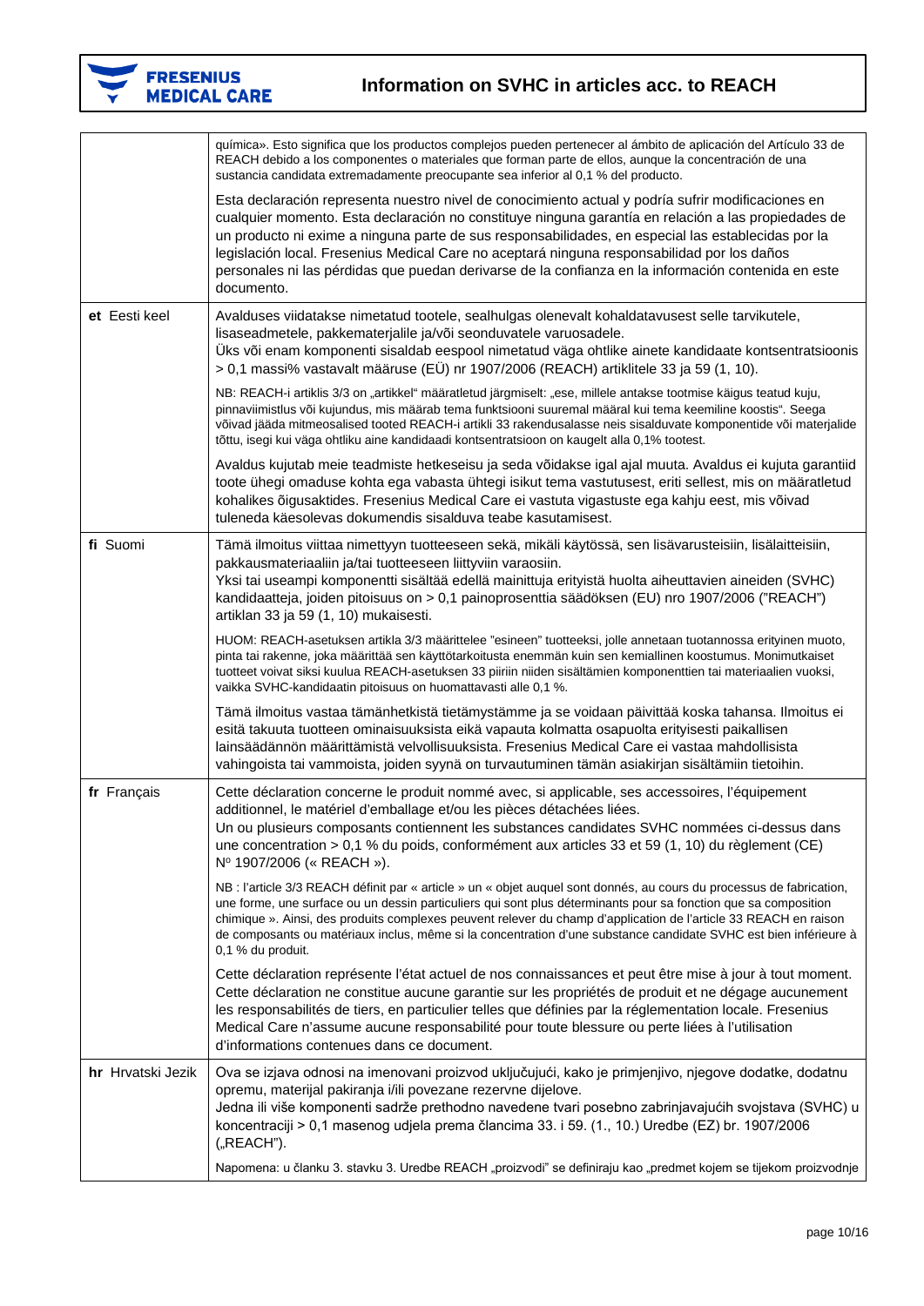| | |
|---|---|
| | química». Esto significa que los productos complejos pueden pertenecer al ámbito de aplicación del Artículo 33 de REACH debido a los componentes o materiales que forman parte de ellos, aunque la concentración de una sustancia candidata extremadamente preocupante sea inferior al 0,1 % del producto.<br><br>Esta declaración representa nuestro nivel de conocimiento actual y podría sufrir modificaciones en cualquier momento. Esta declaración no constituye ninguna garantía en relación a las propiedades de un producto ni exime a ninguna parte de sus responsabilidades, en especial las establecidas por la legislación local. Fresenius Medical Care no aceptará ninguna responsabilidad por los daños personales ni las pérdidas que puedan derivarse de la confianza en la información contenida en este documento. |
| **et** Eesti keel | Avalduses viidatakse nimetatud tootele, sealhulgas olenevalt kohaldatavusest selle tarvikutele, lisaseadmetele, pakkematerjalile ja/või seonduvatele varuosadele.<br>Üks või enam komponenti sisaldab eespool nimetatud väga ohtlike ainete kandidaate kontsentratsioonis > 0,1 massi% vastavalt määruse (EÜ) nr 1907/2006 (REACH) artiklitele 33 ja 59 (1, 10).<br><br>NB: REACH-i artiklis 3/3 on „artikkel" määratletud järgmiselt: „ese, millele antakse tootmise käigus teatud kuju, pinnaviimistlus või kujundus, mis määrab tema funktsiooni suuremal määral kui tema keemiline koostis". Seega võivad jääda mitmeosalised tooted REACH-i artikli 33 rakendusalasse neis sisalduvate komponentide või materjalide tõttu, isegi kui väga ohtliku aine kandidaadi kontsentratsioon on kaugelt alla 0,1% tootest.<br><br>Avaldus kujutab meie teadmiste hetkeseisu ja seda võidakse igal ajal muuta. Avaldus ei kujuta garantiid toote ühegi omaduse kohta ega vabasta ühtegi isikut tema vastutusest, eriti sellest, mis on määratletud kohalikes õigusaktides. Fresenius Medical Care ei vastuta vigastuste ega kahju eest, mis võivad tuleneda käesolevas dokumendis sisalduva teabe kasutamisest. |
| **fi** Suomi | Tämä ilmoitus viittaa nimettyyn tuotteeseen sekä, mikäli käytössä, sen lisävarusteisiin, lisälaitteisiin, pakkausmateriaaliin ja/tai tuotteeseen liittyviin varaosiin.<br>Yksi tai useampi komponentti sisältää edellä mainittuja erityistä huolta aiheuttavien aineiden (SVHC) kandidaatteja, joiden pitoisuus on > 0,1 painoprosenttia säädöksen (EU) nro 1907/2006 ("REACH") artiklan 33 ja 59 (1, 10) mukaisesti.<br><br>HUOM: REACH-asetuksen artikla 3/3 määrittelee "esineen" tuotteeksi, jolle annetaan tuotannossa erityinen muoto, pinta tai rakenne, joka määrittää sen käyttötarkoitusta enemmän kuin sen kemiallinen koostumus. Monimutkaiset tuotteet voivat siksi kuulua REACH-asetuksen 33 piiriin niiden sisältämien komponenttien tai materiaalien vuoksi, vaikka SVHC-kandidaatin pitoisuus on huomattavasti alle 0,1 %.<br><br>Tämä ilmoitus vastaa tämänhetkistä tietämystämme ja se voidaan päivittää koska tahansa. Ilmoitus ei esitä takuuta tuotteen ominaisuuksista eikä vapauta kolmatta osapuolta erityisesti paikallisen lainsäädännön määrittämistä velvollisuuksista. Fresenius Medical Care ei vastaa mahdollisista vahingoista tai vammoista, joiden syynä on turvautuminen tämän asiakirjan sisältämiin tietoihin. |
| **fr** Français | Cette déclaration concerne le produit nommé avec, si applicable, ses accessoires, l'équipement additionnel, le matériel d'emballage et/ou les pièces détachées liées.<br>Un ou plusieurs composants contiennent les substances candidates SVHC nommées ci-dessus dans une concentration > 0,1 % du poids, conformément aux articles 33 et 59 (1, 10) du règlement (CE) Nº 1907/2006 (« REACH »).<br><br>NB : l'article 3/3 REACH définit par « article » un « objet auquel sont donnés, au cours du processus de fabrication, une forme, une surface ou un dessin particuliers qui sont plus déterminants pour sa fonction que sa composition chimique ». Ainsi, des produits complexes peuvent relever du champ d'application de l'article 33 REACH en raison de composants ou matériaux inclus, même si la concentration d'une substance candidate SVHC est bien inférieure à 0,1 % du produit.<br><br>Cette déclaration représente l'état actuel de nos connaissances et peut être mise à jour à tout moment. Cette déclaration ne constitue aucune garantie sur les propriétés de produit et ne dégage aucunement les responsabilités de tiers, en particulier telles que définies par la réglementation locale. Fresenius Medical Care n'assume aucune responsabilité pour toute blessure ou perte liées à l'utilisation d'informations contenues dans ce document. |
| **hr** Hrvatski Jezik | Ova se izjava odnosi na imenovani proizvod uključujući, kako je primjenjivo, njegove dodatke, dodatnu opremu, materijal pakiranja i/ili povezane rezervne dijelove.<br>Jedna ili više komponenti sadrže prethodno navedene tvari posebno zabrinjavajućih svojstava (SVHC) u koncentraciji > 0,1 masenog udjela prema člancima 33. i 59. (1., 10.) Uredbe (EZ) br. 1907/2006 („REACH").<br><br>Napomena: u članku 3. stavku 3. Uredbe REACH „proizvodi" se definiraju kao „predmet kojem se tijekom proizvodnje |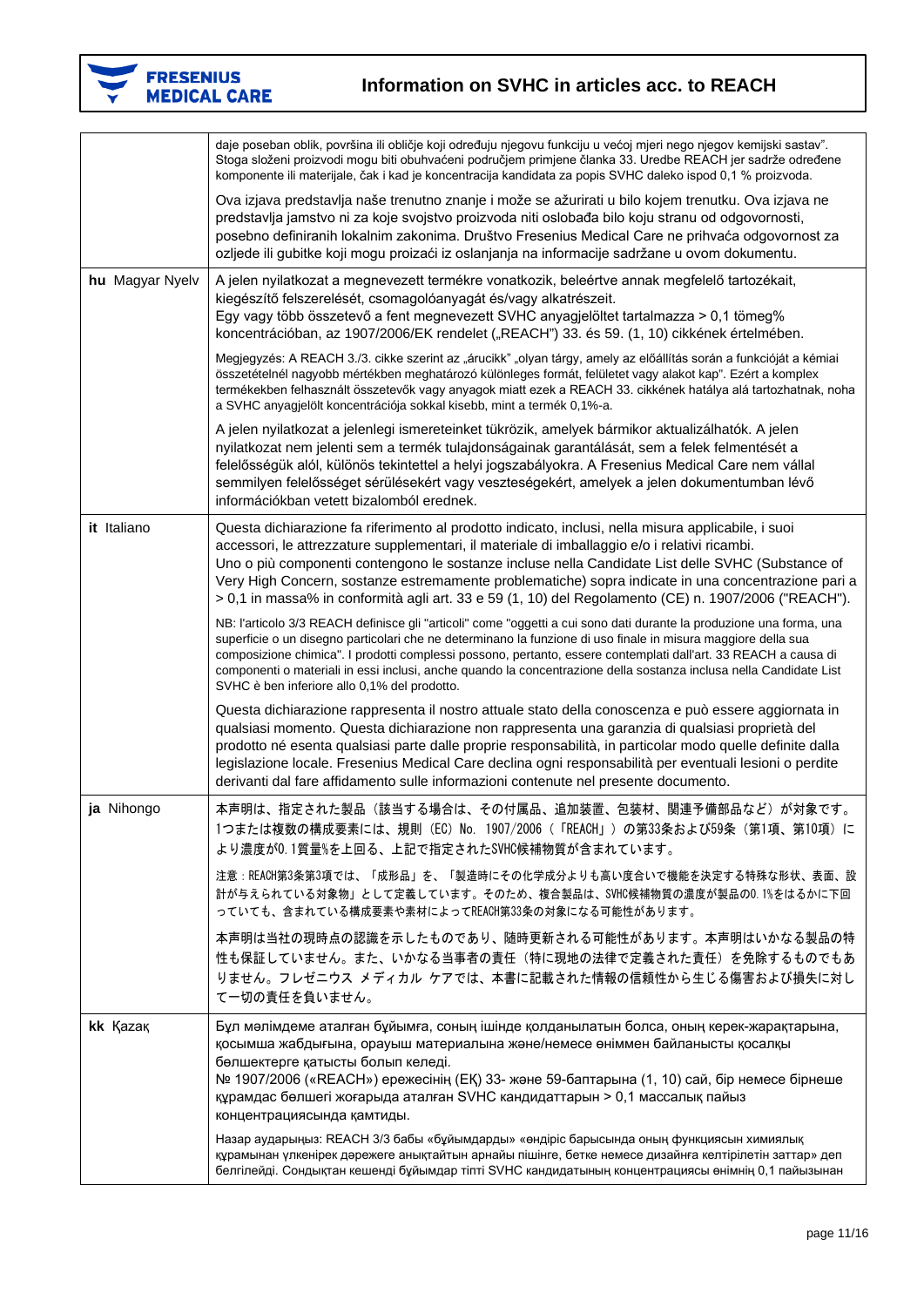| | |
|---|---|
| | daje poseban oblik, površina ili obličje koji određuju njegovu funkciju u većoj mjeri nego njegov kemijski sastav". Stoga složeni proizvodi mogu biti obuhvaćeni područjem primjene članka 33. Uredbe REACH jer sadrže određene komponente ili materijale, čak i kad je koncentracija kandidata za popis SVHC daleko ispod 0,1 % proizvoda.<br><br>Ova izjava predstavlja naše trenutno znanje i može se ažurirati u bilo kojem trenutku. Ova izjava ne predstavlja jamstvo ni za koje svojstvo proizvoda niti oslobađa bilo koju stranu od odgovornosti, posebno definiranih lokalnim zakonima. Društvo Fresenius Medical Care ne prihvaća odgovornost za ozljede ili gubitke koji mogu proizaći iz oslanjanja na informacije sadržane u ovom dokumentu. |
| **hu** Magyar Nyelv | A jelen nyilatkozat a megnevezett termékre vonatkozik, beleértve annak megfelelő tartozékait, kiegészítő felszerelését, csomagolóanyagát és/vagy alkatrészeit.<br>Egy vagy több összetevő a fent megnevezett SVHC anyagjelöltet tartalmazza > 0,1 tömeg% koncentrációban, az 1907/2006/EK rendelet („REACH") 33. és 59. (1, 10) cikkének értelmében.<br><br>Megjegyzés: A REACH 3./3. cikke szerint az „árucikk" „olyan tárgy, amely az előállítás során a funkcióját a kémiai összetételnél nagyobb mértékben meghatározó különleges formát, felületet vagy alakot kap". Ezért a komplex termékekben felhasznált összetevők vagy anyagok miatt ezek a REACH 33. cikkének hatálya alá tartozhatnak, noha a SVHC anyagjelölt koncentrációja sokkal kisebb, mint a termék 0,1%-a.<br><br>A jelen nyilatkozat a jelenlegi ismereteinket tükrözik, amelyek bármikor aktualizálhatók. A jelen nyilatkozat nem jelenti sem a termék tulajdonságainak garantálását, sem a felek felmentését a felelősségük alól, különös tekintettel a helyi jogszabályokra. A Fresenius Medical Care nem vállal semmilyen felelősséget sérülésekért vagy veszteségekért, amelyek a jelen dokumentumban lévő információkban vetett bizalomból erednek. |
| **it** Italiano | Questa dichiarazione fa riferimento al prodotto indicato, inclusi, nella misura applicabile, i suoi accessori, le attrezzature supplementari, il materiale di imballaggio e/o i relativi ricambi.<br>Uno o più componenti contengono le sostanze incluse nella Candidate List delle SVHC (Substance of Very High Concern, sostanze estremamente problematiche) sopra indicate in una concentrazione pari a > 0,1 in massa% in conformità agli art. 33 e 59 (1, 10) del Regolamento (CE) n. 1907/2006 ("REACH").<br><br>NB: l'articolo 3/3 REACH definisce gli "articoli" come "oggetti a cui sono dati durante la produzione una forma, una superficie o un disegno particolari che ne determinano la funzione di uso finale in misura maggiore della sua composizione chimica". I prodotti complessi possono, pertanto, essere contemplati dall'art. 33 REACH a causa di componenti o materiali in essi inclusi, anche quando la concentrazione della sostanza inclusa nella Candidate List SVHC è ben inferiore allo 0,1% del prodotto.<br><br>Questa dichiarazione rappresenta il nostro attuale stato della conoscenza e può essere aggiornata in qualsiasi momento. Questa dichiarazione non rappresenta una garanzia di qualsiasi proprietà del prodotto né esenta qualsiasi parte dalle proprie responsabilità, in particolar modo quelle definite dalla legislazione locale. Fresenius Medical Care declina ogni responsabilità per eventuali lesioni o perdite derivanti dal fare affidamento sulle informazioni contenute nel presente documento. |
| **ja** Nihongo | 本声明は、指定された製品（該当する場合は、その付属品、追加装置、包装材、関連予備部品など）が対象です。1つまたは複数の構成要素には、規則（EC）No. 1907/2006（「REACH」）の第33条および59条（第1項、第10項）により濃度が0.1質量%を上回る、上記で指定されたSVHC候補物質が含まれています。<br><br>注意：REACH第3条第3項では、「成形品」を、「製造時にその化学成分よりも高い度合いで機能を決定する特殊な形状、表面、設計が与えられている対象物」として定義しています。そのため、複合製品は、SVHC候補物質の濃度が製品の0.1%をはるかに下回っていても、含まれている構成要素や素材によってREACH第33条の対象になる可能性があります。<br><br>本声明は当社の現時点の認識を示したものであり、随時更新される可能性があります。本声明はいかなる製品の特性も保証していません。また、いかなる当事者の責任（特に現地の法律で定義された責任）を免除するものでもありません。フレゼニウス メディカル ケアでは、本書に記載された情報の信頼性から生じる傷害および損失に対して一切の責任を負いません。 |
| **kk** Қазақ | Бұл мәлімдеме аталған бұйымға, соның ішінде қолданылатын болса, оның керек-жарақтарына, қосымша жабдығына, орауыш материалына және/немесе өніммен байланысты қосалқы бөлшектерге қатысты болып келеді.<br>№ 1907/2006 («REACH») ережесінің (ЕҚ) 33- және 59-баптарына (1, 10) сай, бір немесе бірнеше құрамдас бөлшегі жоғарыда аталған SVHC кандидаттарын > 0,1 массалық пайыз концентрациясында қамтиды.<br><br>Назар аударыңыз: REACH 3/3 бабы «бұйымдарды» «өндіріс барысында оның функциясын химиялық құрамынан үлкенірек дәрежеге анықтайтын арнайы пішінге, бетке немесе дизайнға келтірілетін заттар» деп белгілейді. Сондықтан кешенді бұйымдар тіпті SVHC кандидатының концентрациясы өнімнің 0,1 пайызынан |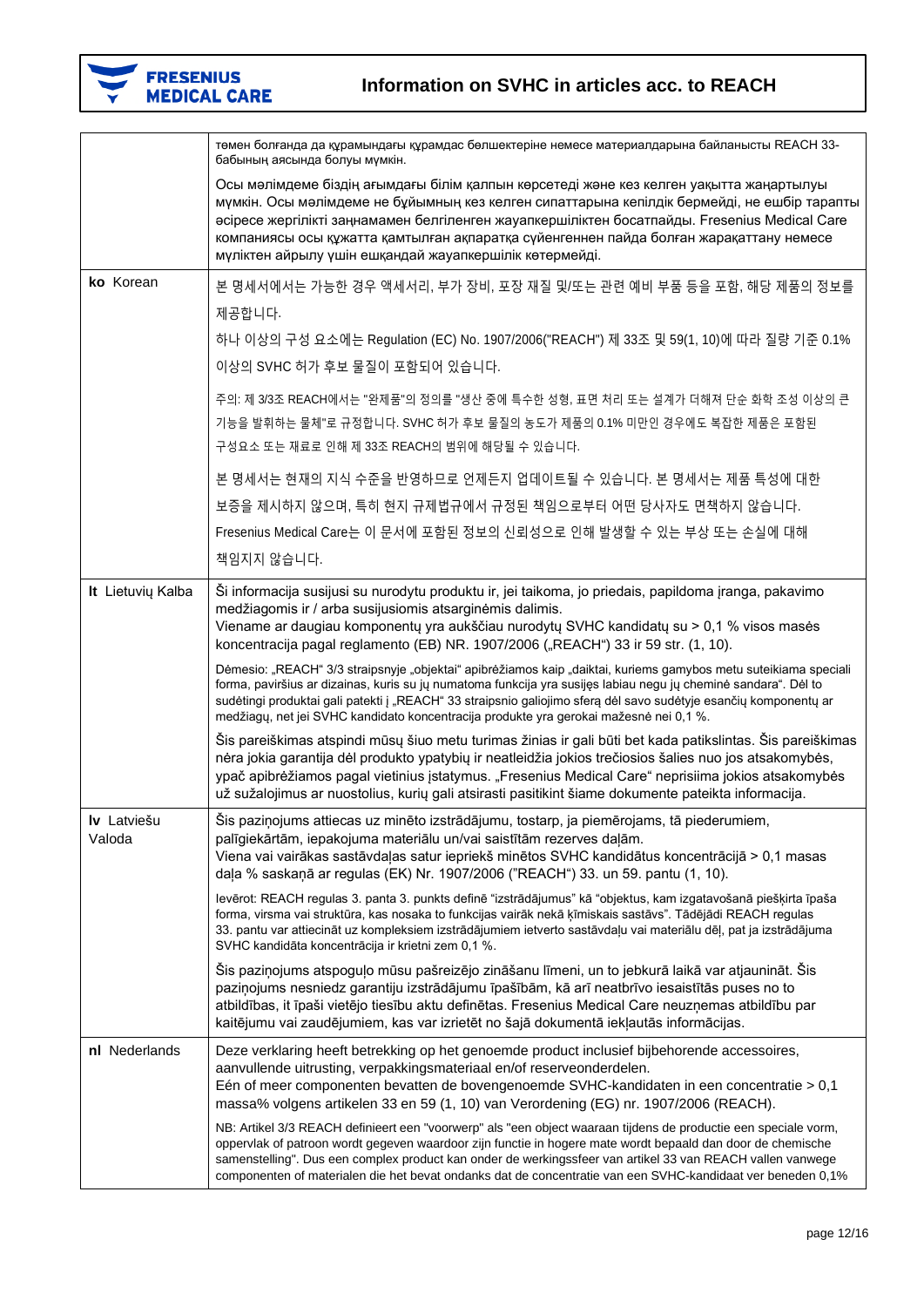| | |
|---|---|
| | төмен болғанда да құрамындағы құрамдас бөлшектеріне немесе материалдарына байланысты REACH 33-бабының аясында болуы мүмкін.<br><br>Осы мәлімдеме біздің ағымдағы білім қалпын көрсетеді және кез келген уақытта жаңартылуы мүмкін. Осы мәлімдеме не бұйымның кез келген сипаттарына кепілдік бермейді, не ешбір тарапты әсіресе жергілікті заңнамамен белгіленген жауапкершіліктен босатпайды. Fresenius Medical Care компаниясы осы құжатта қамтылған ақпаратқа сүйенгеннен пайда болған жарақаттану немесе мүліктен айрылу үшін ешқандай жауапкершілік көтермейді. |
| **ko** Korean | 본 명세서에서는 가능한 경우 액세서리, 부가 장비, 포장 재질 및/또는 관련 예비 부품 등을 포함, 해당 제품의 정보를 제공합니다.<br>하나 이상의 구성 요소에는 Regulation (EC) No. 1907/2006("REACH") 제 33조 및 59(1, 10)에 따라 질량 기준 0.1% 이상의 SVHC 허가 후보 물질이 포함되어 있습니다.<br><br>주의: 제 3/3조 REACH에서는 "완제품"의 정의를 "생산 중에 특수한 성형, 표면 처리 또는 설계가 더해져 단순 화학 조성 이상의 큰 기능을 발휘하는 물체"로 규정합니다. SVHC 허가 후보 물질의 농도가 제품의 0.1% 미만인 경우에도 복잡한 제품은 포함된 구성요소 또는 재료로 인해 제 33조 REACH의 범위에 해당될 수 있습니다.<br><br>본 명세서는 현재의 지식 수준을 반영하므로 언제든지 업데이트될 수 있습니다. 본 명세서는 제품 특성에 대한 보증을 제시하지 않으며, 특히 현지 규제법규에서 규정된 책임으로부터 어떤 당사자도 면책하지 않습니다. Fresenius Medical Care는 이 문서에 포함된 정보의 신뢰성으로 인해 발생할 수 있는 부상 또는 손실에 대해 책임지지 않습니다. |
| **lt** Lietuvių Kalba | Ši informacija susijusi su nurodytu produktu ir, jei taikoma, jo priedais, papildoma įranga, pakavimo medžiagomis ir / arba susijusiomis atsarginėmis dalimis.<br>Viename ar daugiau komponentų yra aukščiau nurodytų SVHC kandidatų su > 0,1 % visos masės koncentracija pagal reglamento (EB) NR. 1907/2006 („REACH“) 33 ir 59 str. (1, 10).<br><br>Dėmesio: „REACH“ 3/3 straipsnyje „objektai“ apibrėžiamos kaip „daiktai, kuriems gamybos metu suteikiama speciali forma, paviršius ar dizainas, kuris su jų numatoma funkcija yra susijęs labiau negu jų cheminė sandara“. Dėl to sudėtingi produktai gali patekti į „REACH“ 33 straipsnio galiojimo sferą dėl savo sudėtyje esančių komponentų ar medžiagų, net jei SVHC kandidato koncentracija produkte yra gerokai mažesnė nei 0,1 %.<br><br>Šis pareiškimas atspindi mūsų šiuo metu turimas žinias ir gali būti bet kada patikslintas. Šis pareiškimas nėra jokia garantija dėl produkto ypatybių ir neatleidžia jokios trečiosios šalies nuo jos atsakomybės, ypač apibrėžiamos pagal vietinius įstatymus. „Fresenius Medical Care“ neprisiima jokios atsakomybės už sužalojimus ar nuostolius, kurių gali atsirasti pasitikint šiame dokumente pateikta informacija. |
| **lv** Latviešu Valoda | Šis paziņojums attiecas uz minēto izstrādājumu, tostarp, ja piemērojams, tā piederumiem, palīgiekārtām, iepakojuma materiālu un/vai saistītām rezerves daļām.<br>Viena vai vairākas sastāvdaļas satur iepriekš minētos SVHC kandidātus koncentrācijā > 0,1 masas daļa % saskaņā ar regulas (EK) Nr. 1907/2006 ("REACH") 33. un 59. pantu (1, 10).<br><br>Ievērot: REACH regulas 3. panta 3. punkts definē "izstrādājumus" kā "objektus, kam izgatavošanā piešķirta īpaša forma, virsma vai struktūra, kas nosaka to funkcijās vairāk nekā ķīmiskais sastāvs". Tādējādi REACH regulas 33. pantu var attiecināt uz kompleksiem izstrādājumiem ietverto sastāvdaļu vai materiālu dēļ, pat ja izstrādājuma SVHC kandidāta koncentrācija ir krietni zem 0,1 %.<br><br>Šis paziņojums atspoguļo mūsu pašreizējo zināšanu līmeni, un to jebkurā laikā var atjaunināt. Šis paziņojums nesniedz garantiju izstrādājumu īpašībām, kā arī neatbrīvo iesaistītās puses no to atbildības, it īpaši vietējo tiesību aktu definētas. Fresenius Medical Care neuzņemas atbildību par kaitējumu vai zaudējumiem, kas var izrietēt no šajā dokumentā iekļautās informācijas. |
| **nl** Nederlands | Deze verklaring heeft betrekking op het genoemde product inclusief bijbehorende accessoires, aanvullende uitrusting, verpakkingsmateriaal en/of reserveonderdelen.<br>Eén of meer componenten bevatten de bovengenoemde SVHC-kandidaten in een concentratie > 0,1 massa% volgens artikelen 33 en 59 (1, 10) van Verordening (EG) nr. 1907/2006 (REACH).<br><br>NB: Artikel 3/3 REACH definieert een "voorwerp" als "een object waaraan tijdens de productie een speciale vorm, oppervlak of patroon wordt gegeven waardoor zijn functie in hogere mate wordt bepaald dan door de chemische samenstelling". Dus een complex product kan onder de werkingssfeer van artikel 33 van REACH vallen vanwege componenten of materialen die het bevat ondanks dat de concentratie van een SVHC-kandidaat ver beneden 0,1% |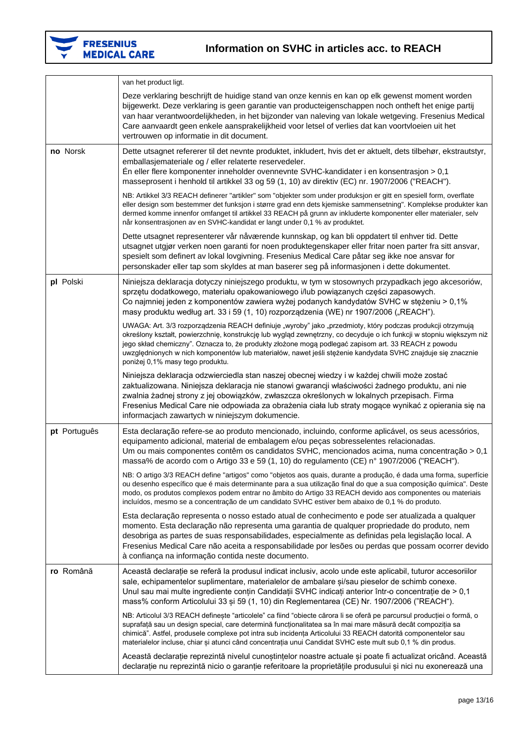| | |
|---|---|
| | van het product ligt.<br><br>Deze verklaring beschrijft de huidige stand van onze kennis en kan op elk gewenst moment worden bijgewerkt. Deze verklaring is geen garantie van producteigenschappen noch ontheft het enige partij van haar verantwoordelijkheden, in het bijzonder van naleving van lokale wetgeving. Fresenius Medical Care aanvaardt geen enkele aansprakelijkheid voor letsel of verlies dat kan voortvloeien uit het vertrouwen op informatie in dit document. |
| **no** Norsk | Dette utsagnet refererer til det nevnte produktet, inkludert, hvis det er aktuelt, dets tilbehør, ekstrautstyr, emballasjemateriale og / eller relaterte reservedeler.<br>Én eller flere komponenter inneholder ovennevnte SVHC-kandidater i en konsentrasjon > 0,1 masseprosent i henhold til artikkel 33 og 59 (1, 10) av direktiv (EC) nr. 1907/2006 ("REACH").<br><br>NB: Artikkel 3/3 REACH definerer "artikler" som "objekter som under produksjon er gitt en spesiell form, overflate eller design som bestemmer det funksjon i større grad enn dets kjemiske sammensetning". Komplekse produkter kan dermed komme innenfor omfanget til artikkel 33 REACH på grunn av inkluderte komponenter eller materialer, selv når konsentrasjonen av en SVHC-kandidat er langt under 0,1 % av produktet.<br><br>Dette utsagnet representerer vår nåværende kunnskap, og kan bli oppdatert til enhver tid. Dette utsagnet utgjør verken noen garanti for noen produktegenskaper eller fritar noen parter fra sitt ansvar, spesielt som definert av lokal lovgivning. Fresenius Medical Care påtar seg ikke noe ansvar for personskader eller tap som skyldes at man baserer seg på informasjonen i dette dokumentet. |
| **pl** Polski | Niniejsza deklaracja dotyczy niniejszego produktu, w tym w stosownych przypadkach jego akcesoriów, sprzętu dodatkowego, materiału opakowaniowego i/lub powiązanych części zapasowych.<br>Co najmniej jeden z komponentów zawiera wyżej podanych kandydatów SVHC w stężeniu > 0,1% masy produktu według art. 33 i 59 (1, 10) rozporządzenia (WE) nr 1907/2006 („REACH").<br><br>UWAGA: Art. 3/3 rozporządzenia REACH definiuje „wyroby" jako „przedmioty, który podczas produkcji otrzymują określony kształt, powierzchnię, konstrukcję lub wygląd zewnętrzny, co decyduje o ich funkcji w stopniu większym niż jego skład chemiczny". Oznacza to, że produkty złożone mogą podlegać zapisom art. 33 REACH z powodu uwzględnionych w nich komponentów lub materiałów, nawet jeśli stężenie kandydata SVHC znajduje się znacznie poniżej 0,1% masy tego produktu.<br><br>Niniejsza deklaracja odzwierciedla stan naszej obecnej wiedzy i w każdej chwili może zostać zaktualizowana. Niniejsza deklaracja nie stanowi gwarancji właściwości żadnego produktu, ani nie zwalnia żadnej strony z jej obowiązków, zwłaszcza określonych w lokalnych przepisach. Firma Fresenius Medical Care nie odpowiada za obrażenia ciała lub straty mogące wynikać z opierania się na informacjach zawartych w niniejszym dokumencie. |
| **pt** Português | Esta declaração refere-se ao produto mencionado, incluindo, conforme aplicável, os seus acessórios, equipamento adicional, material de embalagem e/ou peças sobresselentes relacionadas.<br>Um ou mais componentes contêm os candidatos SVHC, mencionados acima, numa concentração > 0,1 massa% de acordo com o Artigo 33 e 59 (1, 10) do regulamento (CE) n° 1907/2006 ("REACH").<br><br>NB: O artigo 3/3 REACH define "artigos" como "objetos aos quais, durante a produção, é dada uma forma, superfície ou desenho específico que é mais determinante para a sua utilização final do que a sua composição química". Deste modo, os produtos complexos podem entrar no âmbito do Artigo 33 REACH devido aos componentes ou materiais incluídos, mesmo se a concentração de um candidato SVHC estiver bem abaixo de 0,1 % do produto.<br><br>Esta declaração representa o nosso estado atual de conhecimento e pode ser atualizada a qualquer momento. Esta declaração não representa uma garantia de qualquer propriedade do produto, nem desobriga as partes de suas responsabilidades, especialmente as definidas pela legislação local. A Fresenius Medical Care não aceita a responsabilidade por lesões ou perdas que possam ocorrer devido à confiança na informação contida neste documento. |
| **ro** Română | Această declarație se referă la produsul indicat inclusiv, acolo unde este aplicabil, tuturor accesoriilor sale, echipamentelor suplimentare, materialelor de ambalare și/sau pieselor de schimb conexe.<br>Unul sau mai multe ingrediente conțin Candidații SVHC indicați anterior într-o concentrație de > 0,1 mass% conform Articolului 33 și 59 (1, 10) din Reglementarea (CE) Nr. 1907/2006 ("REACH").<br><br>NB: Articolul 3/3 REACH definește "articolele" ca fiind "obiecte cărora li se oferă pe parcursul producției o formă, o suprafață sau un design special, care determină funcționalitatea sa în mai mare măsură decât compoziția sa chimică". Astfel, produsele complexe pot intra sub incidența Articolului 33 REACH datorită componentelor sau materialelor incluse, chiar și atunci când concentrația unui Candidat SVHC este mult sub 0,1 % din produs.<br><br>Această declarație reprezintă nivelul cunoștințelor noastre actuale și poate fi actualizat oricând. Această declarație nu reprezintă nicio o garanție referitoare la proprietățile produsului și nici nu exonerează una |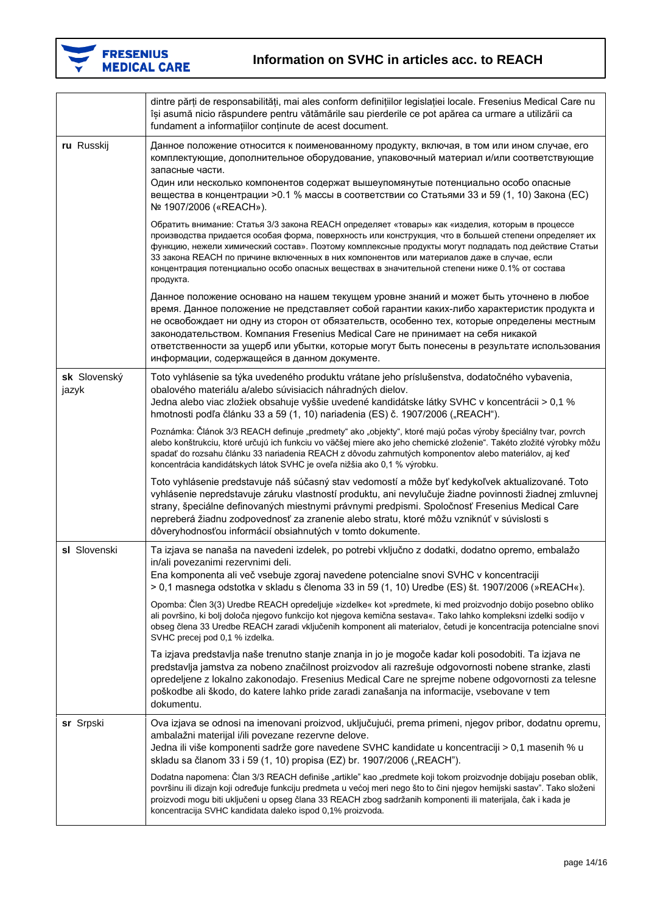| | |
|---|---|
| | dintre părți de responsabilități, mai ales conform definițiilor legislației locale. Fresenius Medical Care nu își asumă nicio răspundere pentru vătămările sau pierderile ce pot apărea ca urmare a utilizării ca fundament a informațiilor conținute de acest document. |
| **ru** Russkij | Данное положение относится к поименованному продукту, включая, в том или ином случае, его комплектующие, дополнительное оборудование, упаковочный материал и/или соответствующие запасные части.<br>Один или несколько компонентов содержат вышеупомянутые потенциально особо опасные вещества в концентрации >0.1 % массы в соответствии со Статьями 33 и 59 (1, 10) Закона (ЕС) № 1907/2006 («REACH»).<br><br>Обратить внимание: Статья 3/3 закона REACH определяет «товары» как «изделия, которым в процессе производства придается особая форма, поверхность или конструкция, что в большей степени определяет их функцию, нежели химический состав». Поэтому комплексные продукты могут подпадать под действие Статьи 33 закона REACH по причине включенных в них компонентов или материалов даже в случае, если концентрация потенциально особо опасных веществах в значительной степени ниже 0.1% от состава продукта.<br><br>Данное положение основано на нашем текущем уровне знаний и может быть уточнено в любое время. Данное положение не представляет собой гарантии каких-либо характеристик продукта и не освобождает ни одну из сторон от обязательств, особенно тех, которые определены местным законодательством. Компания Fresenius Medical Care не принимает на себя никакой ответственности за ущерб или убытки, которые могут быть понесены в результате использования информации, содержащейся в данном документе. |
| **sk** Slovenský jazyk | Toto vyhlásenie sa týka uvedeného produktu vrátane jeho príslušenstva, dodatočného vybavenia, obalového materiálu a/alebo súvisiacich náhradných dielov.<br>Jedna alebo viac zložiek obsahuje vyššie uvedené kandidátske látky SVHC v koncentrácii > 0,1 % hmotnosti podľa článku 33 a 59 (1, 10) nariadenia (ES) č. 1907/2006 („REACH“).<br><br>Poznámka: Článok 3/3 REACH definuje „predmety“ ako „objekty“, ktoré majú počas výroby špeciálny tvar, povrch alebo konštrukciu, ktoré určujú ich funkciu vo väčšej miere ako jeho chemické zloženie“. Takéto zložité výrobky môžu spadať do rozsahu článku 33 nariadenia REACH z dôvodu zahrnutých komponentov alebo materiálov, aj keď koncentrácia kandidátskych látok SVHC je oveľa nižšia ako 0,1 % výrobku.<br><br>Toto vyhlásenie predstavuje náš súčasný stav vedomostí a môže byť kedykoľvek aktualizované. Toto vyhlásenie nepredstavuje záruku vlastností produktu, ani nevylučuje žiadne povinnosti žiadnej zmluvnej strany, špeciálne definovaných miestnymi právnymi predpismi. Spoločnosť Fresenius Medical Care nepreberá žiadnu zodpovednosť za zranenie alebo stratu, ktoré môžu vzniknúť v súvislosti s dôveryhodnosťou informácií obsiahnutých v tomto dokumente. |
| **sl** Slovenski | Ta izjava se nanaša na navedeni izdelek, po potrebi vključno z dodatki, dodatno opremo, embalažo in/ali povezanimi rezervnimi deli.<br>Ena komponenta ali več vsebuje zgoraj navedene potencialne snovi SVHC v koncentraciji > 0,1 masnega odstotka v skladu s členoma 33 in 59 (1, 10) Uredbe (ES) št. 1907/2006 (»REACH«).<br><br>Opomba: Člen 3(3) Uredbe REACH opredeljuje »izdelke« kot »predmete, ki med proizvodnjo dobijo posebno obliko ali površino, ki bolj določa njegovo funkcijo kot njegova kemična sestava«. Tako lahko kompleksni izdelki sodijo v obseg člena 33 Uredbe REACH zaradi vključenih komponent ali materialov, četudi je koncentracija potencialne snovi SVHC precej pod 0,1 % izdelka.<br><br>Ta izjava predstavlja naše trenutno stanje znanja in jo je mogoče kadar koli posodobiti. Ta izjava ne predstavlja jamstva za nobeno značilnost proizvodov ali razrešuje odgovornosti nobene stranke, zlasti opredeljene z lokalno zakonodajo. Fresenius Medical Care ne sprejme nobene odgovornosti za telesne poškodbe ali škodo, do katere lahko pride zaradi zanašanja na informacije, vsebovane v tem dokumentu. |
| **sr** Srpski | Ova izjava se odnosi na imenovani proizvod, uključujući, prema primeni, njegov pribor, dodatnu opremu, ambalažni materijal i/ili povezane rezervne delove.<br>Jedna ili više komponenti sadrže gore navedene SVHC kandidate u koncentraciji > 0,1 masenih % u skladu sa članom 33 i 59 (1, 10) propisa (EZ) br. 1907/2006 („REACH").<br><br>Dodatna napomena: Član 3/3 REACH definiše „artikle" kao „predmete koji tokom proizvodnje dobijaju poseban oblik, površinu ili dizajn koji određuje funkciju predmeta u većoj meri nego što to čini njegov hemijski sastav". Tako složeni proizvodi mogu biti uključeni u opseg člana 33 REACH zbog sadržanih komponenti ili materijala, čak i kada je koncentracija SVHC kandidata daleko ispod 0,1% proizvoda. |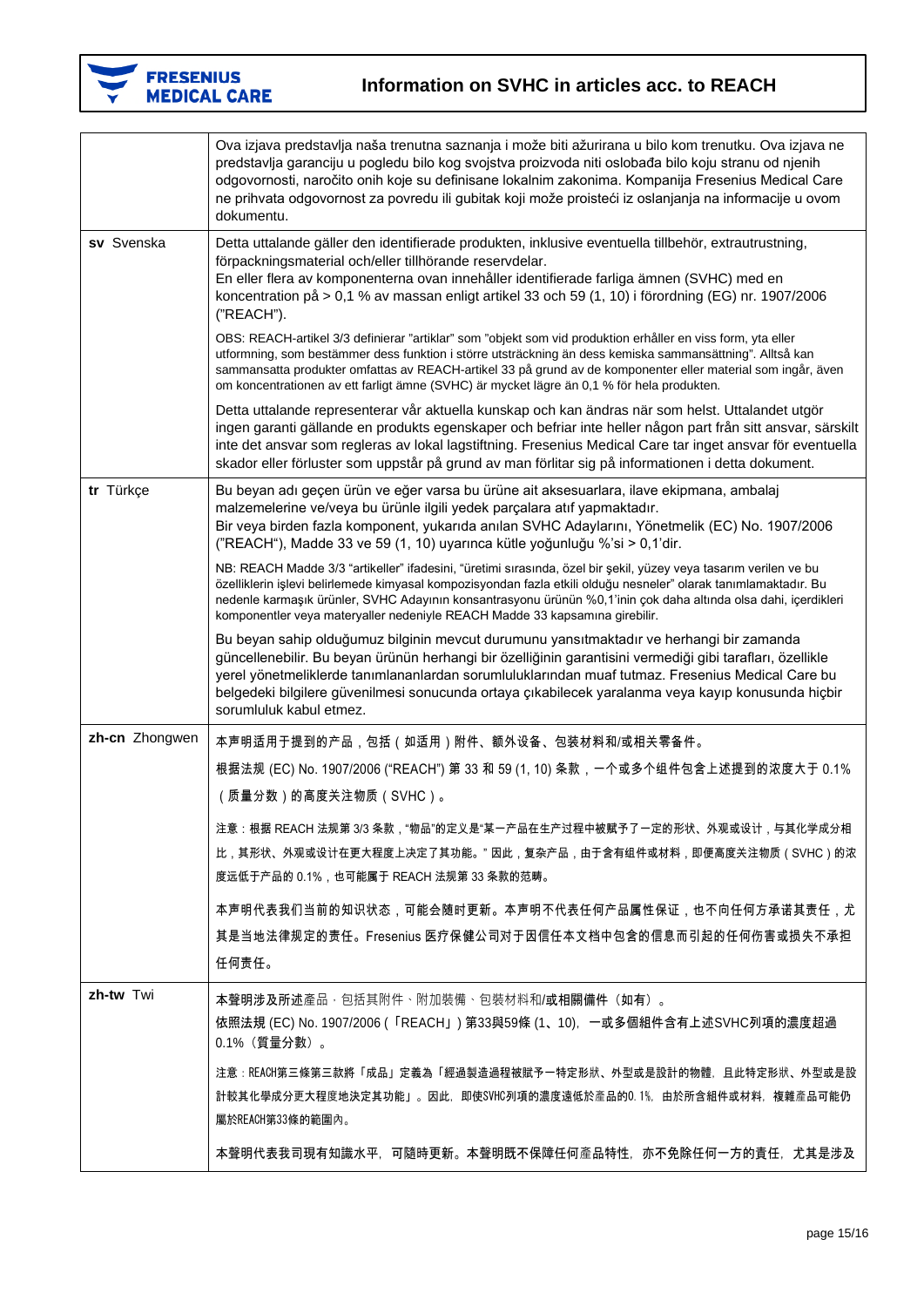| | |
|---|---|
| | Ova izjava predstavlja naša trenutna saznanja i može biti ažurirana u bilo kom trenutku. Ova izjava ne predstavlja garanciju u pogledu bilo kog svojstva proizvoda niti oslobađa bilo koju stranu od njenih odgovornosti, naročito onih koje su definisane lokalnim zakonima. Kompanija Fresenius Medical Care ne prihvata odgovornost za povredu ili gubitak koji može proisteći iz oslanjanja na informacije u ovom dokumentu. |
| **sv** Svenska | Detta uttalande gäller den identifierade produkten, inklusive eventuella tillbehör, extrautrustning, förpackningsmaterial och/eller tillhörande reservdelar.<br>En eller flera av komponenterna ovan innehåller identifierade farliga ämnen (SVHC) med en koncentration på > 0,1 % av massan enligt artikel 33 och 59 (1, 10) i förordning (EG) nr. 1907/2006 ("REACH").<br><br>OBS: REACH-artikel 3/3 definierar "artiklar" som "objekt som vid produktion erhåller en viss form, yta eller utformning, som bestämmer dess funktion i större utsträckning än dess kemiska sammansättning". Alltså kan sammansatta produkter omfattas av REACH-artikel 33 på grund av de komponenter eller material som ingår, även om koncentrationen av ett farligt ämne (SVHC) är mycket lägre än 0,1 % för hela produkten.<br><br>Detta uttalande representerar vår aktuella kunskap och kan ändras när som helst. Uttalandet utgör ingen garanti gällande en produkts egenskaper och befriar inte heller någon part från sitt ansvar, särskilt inte det ansvar som regleras av lokal lagstiftning. Fresenius Medical Care tar inget ansvar för eventuella skador eller förluster som uppstår på grund av man förlitar sig på informationen i detta dokument. |
| **tr** Türkçe | Bu beyan adı geçen ürün ve eğer varsa bu ürüne ait aksesuarlara, ilave ekipmana, ambalaj malzemelerine ve/veya bu ürünle ilgili yedek parçalara atıf yapmaktadır.<br>Bir veya birden fazla komponent, yukarıda anılan SVHC Adaylarını, Yönetmelik (EC) No. 1907/2006 ("REACH"), Madde 33 ve 59 (1, 10) uyarınca kütle yoğunluğu %'si > 0,1'dir.<br><br>NB: REACH Madde 3/3 "artikeller" ifadesini, "üretimi sırasında, özel bir şekil, yüzey veya tasarım verilen ve bu özelliklerin işlevi belirlemede kimyasal kompozisyondan fazla etkili olduğu nesneler" olarak tanımlamaktadır. Bu nedenle karmaşık ürünler, SVHC Adayının konsantrasyonu ürünün %0,1'inin çok daha altında olsa dahi, içerdikleri komponentler veya materyaller nedeniyle REACH Madde 33 kapsamına girebilir.<br><br>Bu beyan sahip olduğumuz bilginin mevcut durumunu yansıtmaktadır ve herhangi bir zamanda güncellenebilir. Bu beyan ürünün herhangi bir özelliğinin garantisini vermediği gibi tarafları, özellikle yerel yönetmeliklerde tanımlananlardan sorumluluklarından muaf tutmaz. Fresenius Medical Care bu belgedeki bilgilere güvenilmesi sonucunda ortaya çıkabilecek yaralanma veya kayıp konusunda hiçbir sorumluluk kabul etmez. |
| **zh-cn** Zhongwen | 本声明适用于提到的产品，包括（如适用）附件、额外设备、包装材料和/或相关零备件。<br>根据法规 (EC) No. 1907/2006 ("REACH") 第 33 和 59 (1, 10) 条款，一个或多个组件包含上述提到的浓度大于 0.1%（质量分数）的高度关注物质（SVHC）。<br><br>注意：根据 REACH 法规第 3/3 条款，"物品"的定义是"某一产品在生产过程中被赋予了一定的形状、外观或设计，与其化学成分相比，其形状、外观或设计在更大程度上决定了其功能。" 因此，复杂产品，由于含有组件或材料，即便高度关注物质（SVHC）的浓度远低于产品的 0.1%，也可能属于 REACH 法规第 33 条款的范畴。<br><br>本声明代表我们当前的知识状态，可能会随时更新。本声明不代表任何产品属性保证，也不向任何方承诺其责任，尤其是当地法律规定的责任。Fresenius 医疗保健公司对于因信任本文档中包含的信息而引起的任何伤害或损失不承担任何责任。 |
| **zh-tw** Twi | 本聲明涉及所述產品，包括其附件、附加裝備、包裝材料和/或相關備件（如有）。<br>依照法規 (EC) No. 1907/2006 (「REACH」) 第33與59條 (1、10)，一或多個組件含有上述SVHC列項的濃度超過0.1%（質量分數）。<br><br>注意：REACH第三條第三款將「成品」定義為「經過製造過程被賦予一特定形狀、外型或是設計的物體，且此特定形狀、外型或是設計較其化學成分更大程度地決定其功能」。因此，即使SVHC列項的濃度遠低於產品的0.1%，由於所含組件或材料，複雜產品可能仍屬於REACH第33條的範圍內。<br><br>本聲明代表我司現有知識水平，可隨時更新。本聲明既不保障任何產品特性，亦不免除任何一方的責任，尤其是涉及 |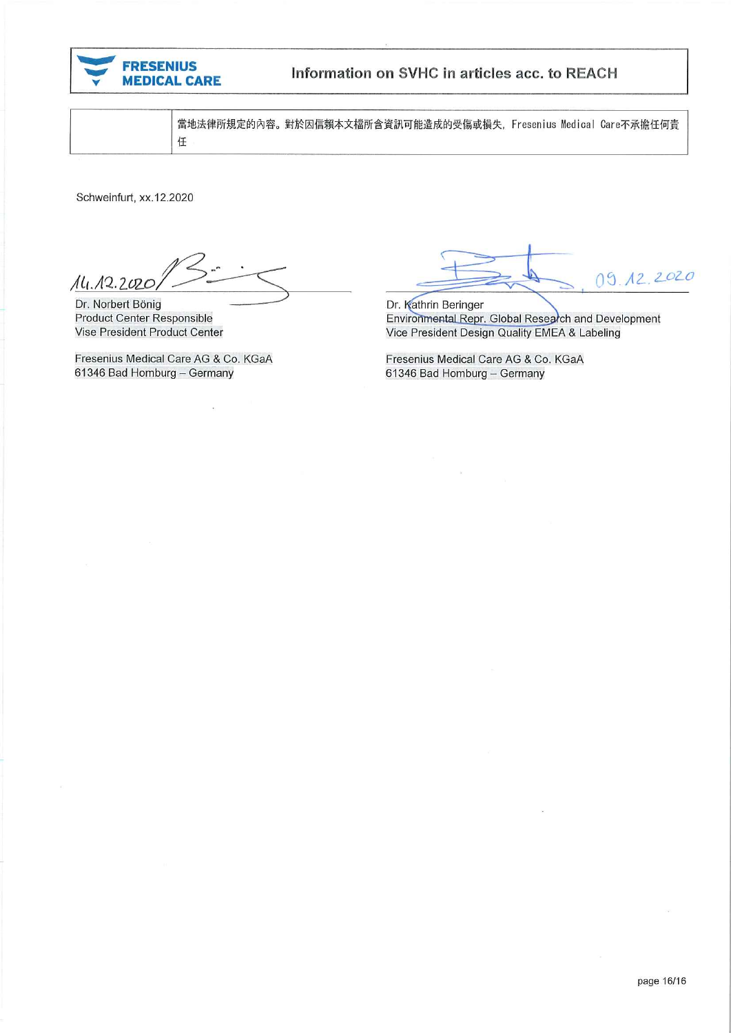| | |
|---|---|
| | 當地法律所規定的內容。對於因信賴本文檔所含資訊可能造成的受傷或損失，Fresenius Medical Care不承擔任何責任 |

Schweinfurt, xx.12.2020

14.12.2020

Dr. Norbert Bönig
Product Center Responsible
Vise President Product Center

Fresenius Medical Care AG & Co. KGaA
61346 Bad Homburg – Germany

09.12.2020

Dr. Kathrin Beringer
Environmental Repr. Global Research and Development
Vice President Design Quality EMEA & Labeling

Fresenius Medical Care AG & Co. KGaA
61346 Bad Homburg – Germany